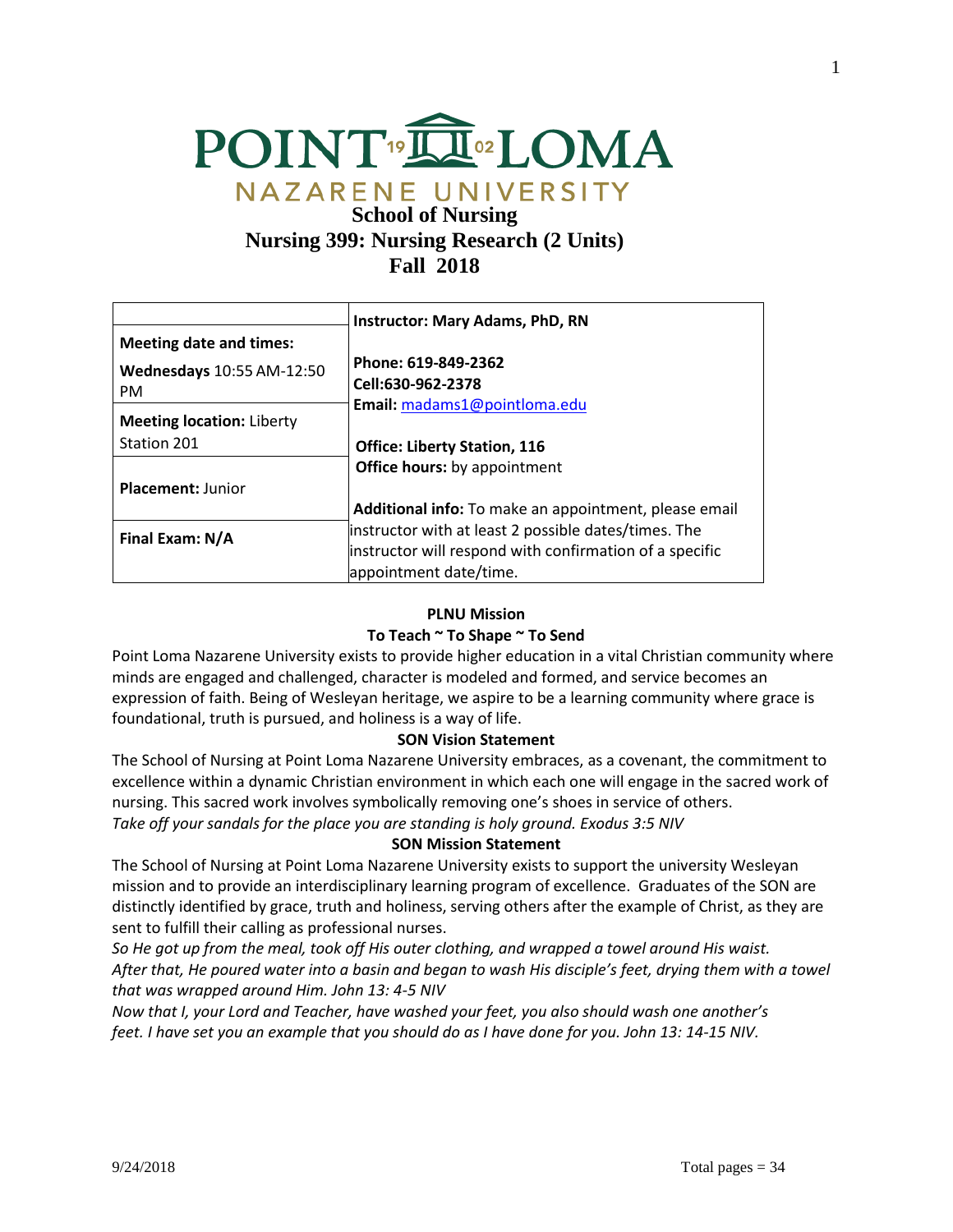# POINT LOMA NAZARENE UNIVERSITY

## School of Nursing
## Nursing 399: Nursing Research (2 Units)
## Fall 2018

| | **Instructor: Mary Adams, PhD, RN** |
|---|---|
| **Meeting date and times:** **Wednesdays** 10:55 AM-12:50 PM | **Phone: 619-849-2362** **Cell:630-962-2378** **Email:** madams1@pointloma.edu |
| **Meeting location:** Liberty Station 201 | **Office: Liberty Station, 116** **Office hours:** by appointment |
| **Placement:** Junior | **Additional info:** To make an appointment, please email instructor with at least 2 possible dates/times. The instructor will respond with confirmation of a specific appointment date/time. |
| **Final Exam: N/A** | |

**PLNU Mission**

**To Teach ~ To Shape ~ To Send**

Point Loma Nazarene University exists to provide higher education in a vital Christian community where minds are engaged and challenged, character is modeled and formed, and service becomes an expression of faith. Being of Wesleyan heritage, we aspire to be a learning community where grace is foundational, truth is pursued, and holiness is a way of life.

**SON Vision Statement**

The School of Nursing at Point Loma Nazarene University embraces, as a covenant, the commitment to excellence within a dynamic Christian environment in which each one will engage in the sacred work of nursing. This sacred work involves symbolically removing one's shoes in service of others.
*Take off your sandals for the place you are standing is holy ground. Exodus 3:5 NIV*

**SON Mission Statement**

The School of Nursing at Point Loma Nazarene University exists to support the university Wesleyan mission and to provide an interdisciplinary learning program of excellence. Graduates of the SON are distinctly identified by grace, truth and holiness, serving others after the example of Christ, as they are sent to fulfill their calling as professional nurses.
*So He got up from the meal, took off His outer clothing, and wrapped a towel around His waist. After that, He poured water into a basin and began to wash His disciple's feet, drying them with a towel that was wrapped around Him. John 13: 4-5 NIV*
*Now that I, your Lord and Teacher, have washed your feet, you also should wash one another's feet. I have set you an example that you should do as I have done for you. John 13: 14-15 NIV.*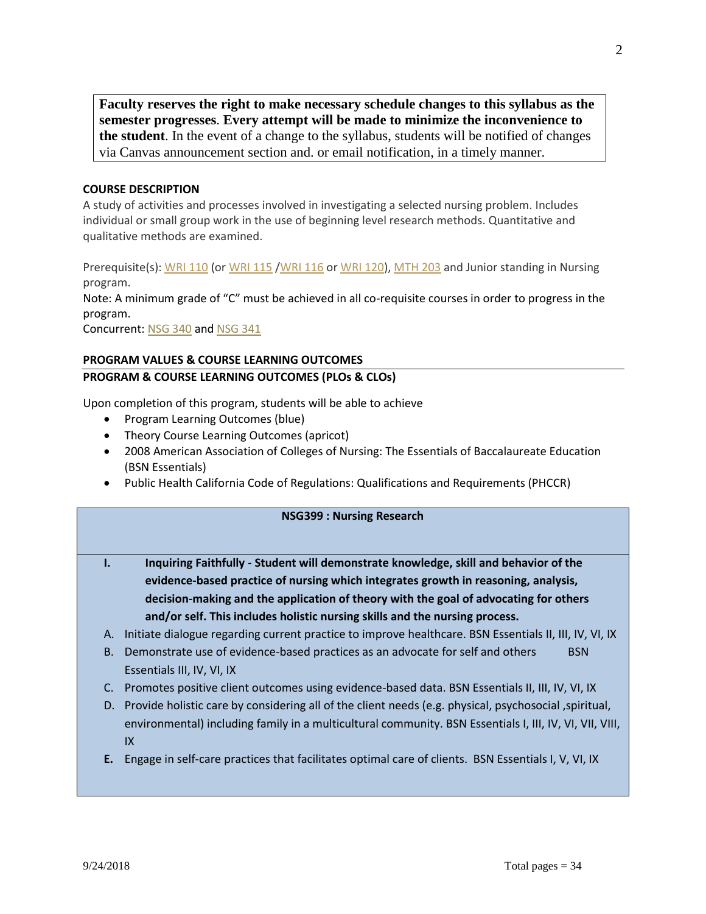**Faculty reserves the right to make necessary schedule changes to this syllabus as the semester progresses**. **Every attempt will be made to minimize the inconvenience to the student**. In the event of a change to the syllabus, students will be notified of changes via Canvas announcement section and. or email notification, in a timely manner.

**COURSE DESCRIPTION**

A study of activities and processes involved in investigating a selected nursing problem. Includes individual or small group work in the use of beginning level research methods. Quantitative and qualitative methods are examined.

Prerequisite(s): WRI 110 (or WRI 115 /WRI 116 or WRI 120), MTH 203 and Junior standing in Nursing program.

Note: A minimum grade of "C" must be achieved in all co-requisite courses in order to progress in the program.

Concurrent: NSG 340 and NSG 341

**PROGRAM VALUES & COURSE LEARNING OUTCOMES**

**PROGRAM & COURSE LEARNING OUTCOMES (PLOs & CLOs)**

Upon completion of this program, students will be able to achieve

- Program Learning Outcomes (blue)
- Theory Course Learning Outcomes (apricot)
- 2008 American Association of Colleges of Nursing: The Essentials of Baccalaureate Education (BSN Essentials)
- Public Health California Code of Regulations: Qualifications and Requirements (PHCCR)

**NSG399 : Nursing Research**

**I. Inquiring Faithfully - Student will demonstrate knowledge, skill and behavior of the evidence-based practice of nursing which integrates growth in reasoning, analysis, decision-making and the application of theory with the goal of advocating for others and/or self. This includes holistic nursing skills and the nursing process.**

A. Initiate dialogue regarding current practice to improve healthcare. BSN Essentials II, III, IV, VI, IX

B. Demonstrate use of evidence-based practices as an advocate for self and others BSN Essentials III, IV, VI, IX

C. Promotes positive client outcomes using evidence-based data. BSN Essentials II, III, IV, VI, IX

D. Provide holistic care by considering all of the client needs (e.g. physical, psychosocial ,spiritual, environmental) including family in a multicultural community. BSN Essentials I, III, IV, VI, VII, VIII, IX

**E.** Engage in self-care practices that facilitates optimal care of clients. BSN Essentials I, V, VI, IX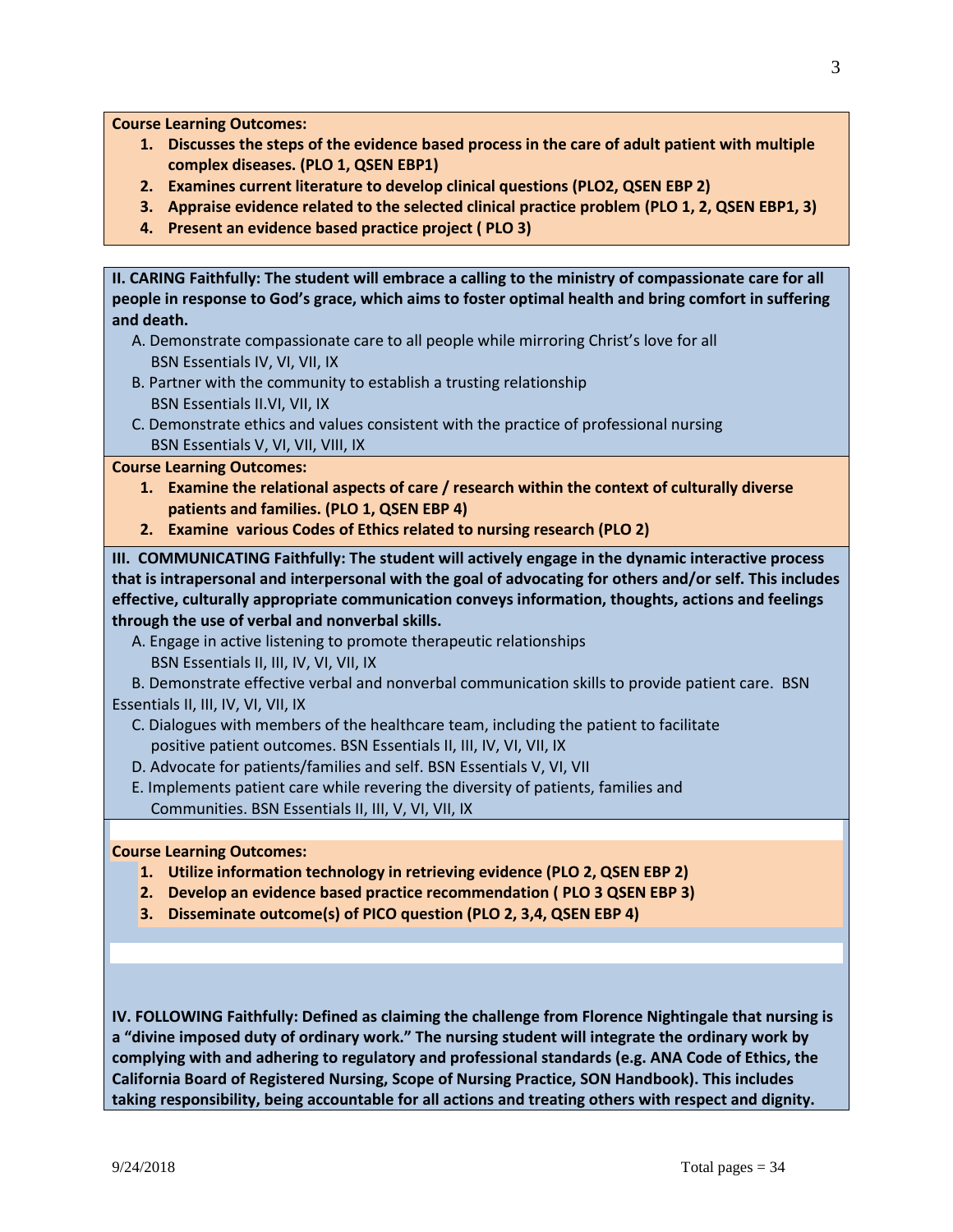**Course Learning Outcomes:**

1. **Discusses the steps of the evidence based process in the care of adult patient with multiple complex diseases. (PLO 1, QSEN EBP1)**
2. **Examines current literature to develop clinical questions (PLO2, QSEN EBP 2)**
3. **Appraise evidence related to the selected clinical practice problem (PLO 1, 2, QSEN EBP1, 3)**
4. **Present an evidence based practice project ( PLO 3)**

**II. CARING Faithfully: The student will embrace a calling to the ministry of compassionate care for all people in response to God's grace, which aims to foster optimal health and bring comfort in suffering and death.**

A. Demonstrate compassionate care to all people while mirroring Christ's love for all
BSN Essentials IV, VI, VII, IX

B. Partner with the community to establish a trusting relationship
BSN Essentials II.VI, VII, IX

C. Demonstrate ethics and values consistent with the practice of professional nursing
BSN Essentials V, VI, VII, VIII, IX

**Course Learning Outcomes:**

1. **Examine the relational aspects of care / research within the context of culturally diverse patients and families. (PLO 1, QSEN EBP 4)**
2. **Examine various Codes of Ethics related to nursing research (PLO 2)**

**III. COMMUNICATING Faithfully: The student will actively engage in the dynamic interactive process that is intrapersonal and interpersonal with the goal of advocating for others and/or self. This includes effective, culturally appropriate communication conveys information, thoughts, actions and feelings through the use of verbal and nonverbal skills.**

A. Engage in active listening to promote therapeutic relationships
BSN Essentials II, III, IV, VI, VII, IX

B. Demonstrate effective verbal and nonverbal communication skills to provide patient care. BSN Essentials II, III, IV, VI, VII, IX

C. Dialogues with members of the healthcare team, including the patient to facilitate positive patient outcomes. BSN Essentials II, III, IV, VI, VII, IX

D. Advocate for patients/families and self. BSN Essentials V, VI, VII

E. Implements patient care while revering the diversity of patients, families and Communities. BSN Essentials II, III, V, VI, VII, IX

**Course Learning Outcomes:**

1. **Utilize information technology in retrieving evidence (PLO 2, QSEN EBP 2)**
2. **Develop an evidence based practice recommendation ( PLO 3 QSEN EBP 3)**
3. **Disseminate outcome(s) of PICO question (PLO 2, 3,4, QSEN EBP 4)**

**IV. FOLLOWING Faithfully: Defined as claiming the challenge from Florence Nightingale that nursing is a "divine imposed duty of ordinary work." The nursing student will integrate the ordinary work by complying with and adhering to regulatory and professional standards (e.g. ANA Code of Ethics, the California Board of Registered Nursing, Scope of Nursing Practice, SON Handbook). This includes taking responsibility, being accountable for all actions and treating others with respect and dignity.**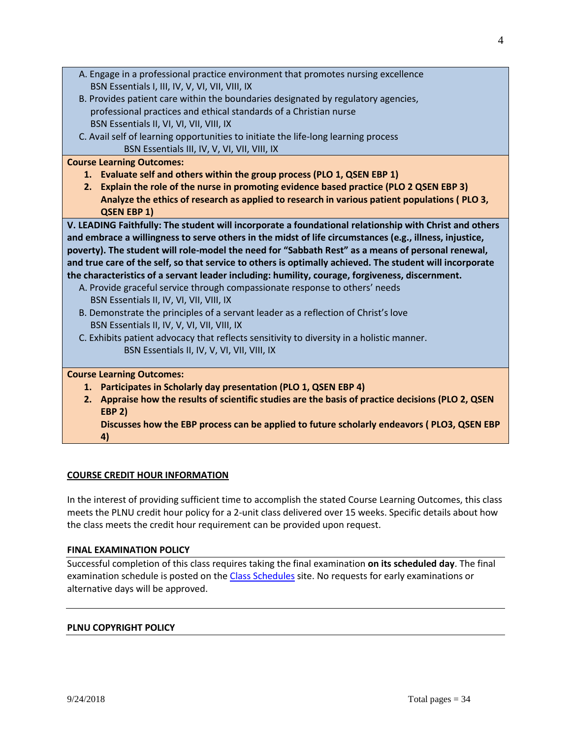A. Engage in a professional practice environment that promotes nursing excellence
   BSN Essentials I, III, IV, V, VI, VII, VIII, IX
B. Provides patient care within the boundaries designated by regulatory agencies, professional practices and ethical standards of a Christian nurse
   BSN Essentials II, VI, VI, VII, VIII, IX
C. Avail self of learning opportunities to initiate the life-long learning process
   BSN Essentials III, IV, V, VI, VII, VIII, IX

**Course Learning Outcomes:**

1. **Evaluate self and others within the group process (PLO 1, QSEN EBP 1)**
2. **Explain the role of the nurse in promoting evidence based practice (PLO 2 QSEN EBP 3)**
   **Analyze the ethics of research as applied to research in various patient populations ( PLO 3, QSEN EBP 1)**

**V. LEADING Faithfully: The student will incorporate a foundational relationship with Christ and others and embrace a willingness to serve others in the midst of life circumstances (e.g., illness, injustice, poverty). The student will role-model the need for "Sabbath Rest" as a means of personal renewal, and true care of the self, so that service to others is optimally achieved. The student will incorporate the characteristics of a servant leader including: humility, courage, forgiveness, discernment.**

A. Provide graceful service through compassionate response to others' needs
   BSN Essentials II, IV, VI, VII, VIII, IX
B. Demonstrate the principles of a servant leader as a reflection of Christ's love
   BSN Essentials II, IV, V, VI, VII, VIII, IX
C. Exhibits patient advocacy that reflects sensitivity to diversity in a holistic manner.
   BSN Essentials II, IV, V, VI, VII, VIII, IX

**Course Learning Outcomes:**

1. **Participates in Scholarly day presentation (PLO 1, QSEN EBP 4)**
2. **Appraise how the results of scientific studies are the basis of practice decisions (PLO 2, QSEN EBP 2)**
   **Discusses how the EBP process can be applied to future scholarly endeavors ( PLO3, QSEN EBP 4)**

## COURSE CREDIT HOUR INFORMATION

In the interest of providing sufficient time to accomplish the stated Course Learning Outcomes, this class meets the PLNU credit hour policy for a 2-unit class delivered over 15 weeks. Specific details about how the class meets the credit hour requirement can be provided upon request.

### FINAL EXAMINATION POLICY

Successful completion of this class requires taking the final examination **on its scheduled day**. The final examination schedule is posted on the Class Schedules site. No requests for early examinations or alternative days will be approved.

### PLNU COPYRIGHT POLICY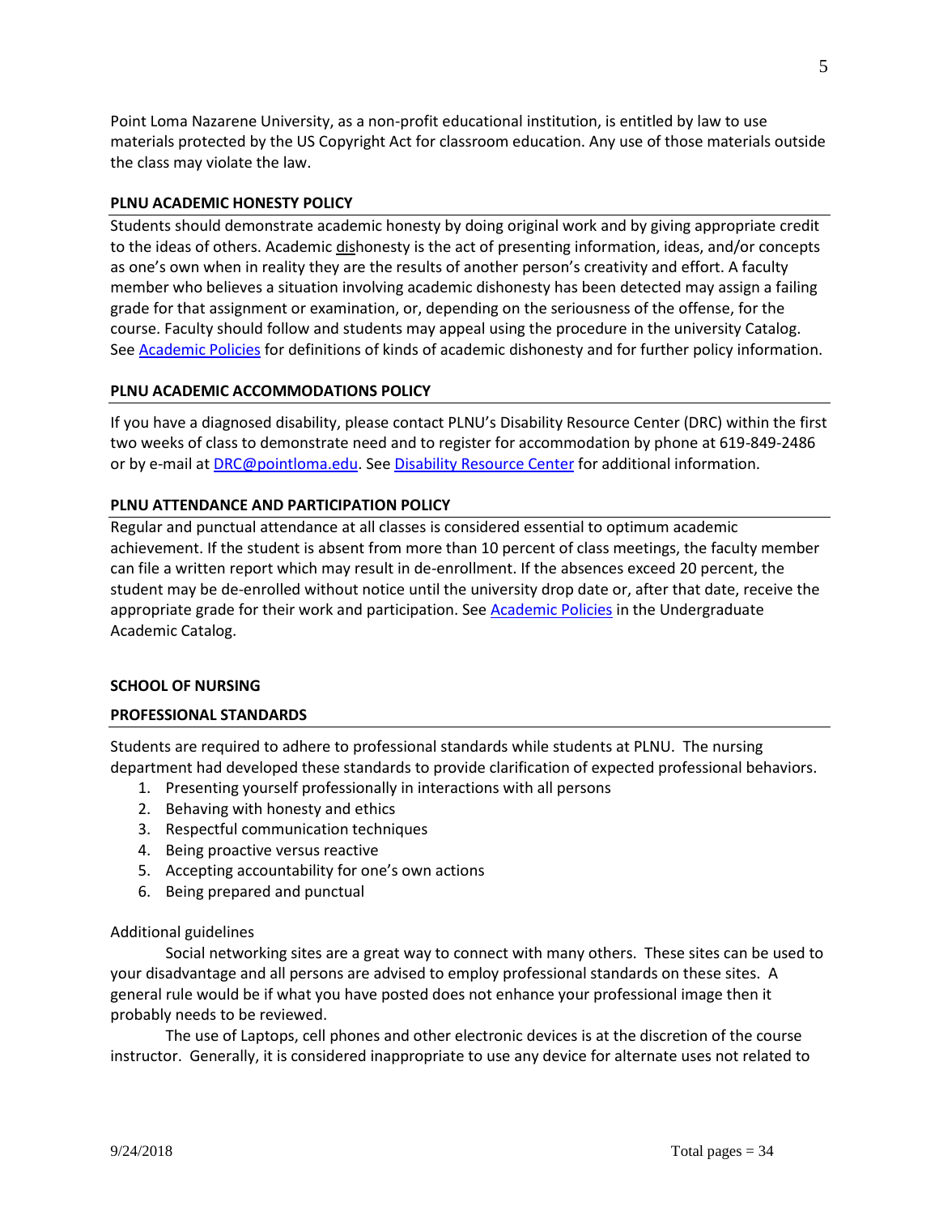Point Loma Nazarene University, as a non-profit educational institution, is entitled by law to use materials protected by the US Copyright Act for classroom education. Any use of those materials outside the class may violate the law.

## PLNU ACADEMIC HONESTY POLICY

Students should demonstrate academic honesty by doing original work and by giving appropriate credit to the ideas of others. Academic dishonesty is the act of presenting information, ideas, and/or concepts as one's own when in reality they are the results of another person's creativity and effort. A faculty member who believes a situation involving academic dishonesty has been detected may assign a failing grade for that assignment or examination, or, depending on the seriousness of the offense, for the course. Faculty should follow and students may appeal using the procedure in the university Catalog. See Academic Policies for definitions of kinds of academic dishonesty and for further policy information.

## PLNU ACADEMIC ACCOMMODATIONS POLICY

If you have a diagnosed disability, please contact PLNU's Disability Resource Center (DRC) within the first two weeks of class to demonstrate need and to register for accommodation by phone at 619-849-2486 or by e-mail at DRC@pointloma.edu. See Disability Resource Center for additional information.

## PLNU ATTENDANCE AND PARTICIPATION POLICY

Regular and punctual attendance at all classes is considered essential to optimum academic achievement. If the student is absent from more than 10 percent of class meetings, the faculty member can file a written report which may result in de-enrollment. If the absences exceed 20 percent, the student may be de-enrolled without notice until the university drop date or, after that date, receive the appropriate grade for their work and participation. See Academic Policies in the Undergraduate Academic Catalog.

## SCHOOL OF NURSING

## PROFESSIONAL STANDARDS

Students are required to adhere to professional standards while students at PLNU. The nursing department had developed these standards to provide clarification of expected professional behaviors.

1. Presenting yourself professionally in interactions with all persons
2. Behaving with honesty and ethics
3. Respectful communication techniques
4. Being proactive versus reactive
5. Accepting accountability for one's own actions
6. Being prepared and punctual

Additional guidelines

Social networking sites are a great way to connect with many others. These sites can be used to your disadvantage and all persons are advised to employ professional standards on these sites. A general rule would be if what you have posted does not enhance your professional image then it probably needs to be reviewed.

The use of Laptops, cell phones and other electronic devices is at the discretion of the course instructor. Generally, it is considered inappropriate to use any device for alternate uses not related to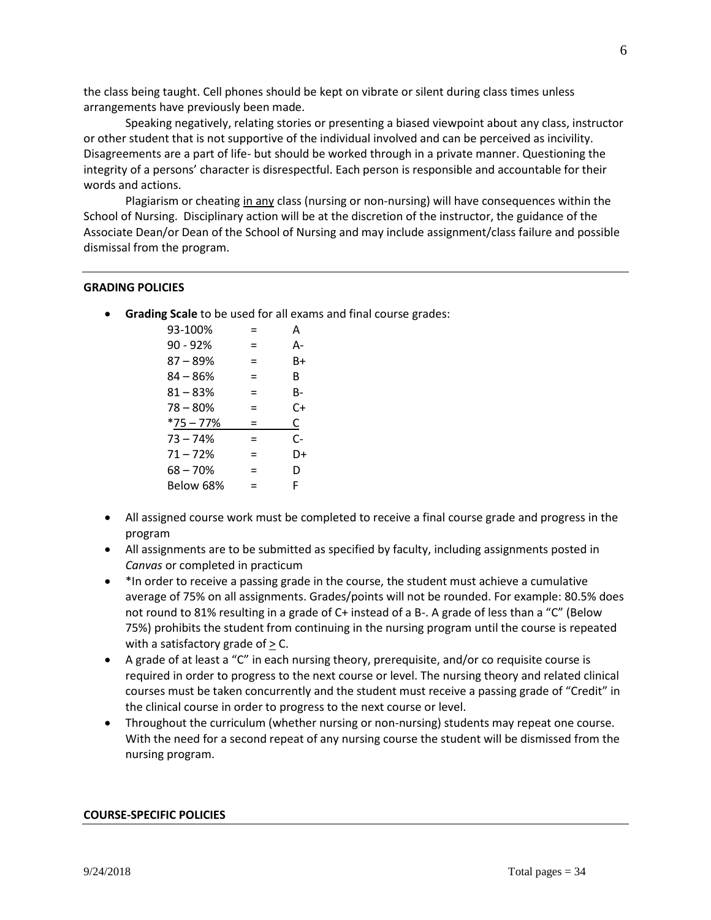the class being taught. Cell phones should be kept on vibrate or silent during class times unless arrangements have previously been made.

Speaking negatively, relating stories or presenting a biased viewpoint about any class, instructor or other student that is not supportive of the individual involved and can be perceived as incivility. Disagreements are a part of life- but should be worked through in a private manner. Questioning the integrity of a persons' character is disrespectful. Each person is responsible and accountable for their words and actions.

Plagiarism or cheating in any class (nursing or non-nursing) will have consequences within the School of Nursing. Disciplinary action will be at the discretion of the instructor, the guidance of the Associate Dean/or Dean of the School of Nursing and may include assignment/class failure and possible dismissal from the program.

---

**GRADING POLICIES**

- **Grading Scale** to be used for all exams and final course grades:

| | | |
|---|---|---|
| 93-100% | = | A |
| 90 - 92% | = | A- |
| 87 – 89% | = | B+ |
| 84 – 86% | = | B |
| 81 – 83% | = | B- |
| 78 – 80% | = | C+ |
| *75 – 77% | = | C |
| 73 – 74% | = | C- |
| 71 – 72% | = | D+ |
| 68 – 70% | = | D |
| Below 68% | = | F |

- All assigned course work must be completed to receive a final course grade and progress in the program
- All assignments are to be submitted as specified by faculty, including assignments posted in *Canvas* or completed in practicum
- *In order to receive a passing grade in the course, the student must achieve a cumulative average of 75% on all assignments. Grades/points will not be rounded. For example: 80.5% does not round to 81% resulting in a grade of C+ instead of a B-. A grade of less than a "C" (Below 75%) prohibits the student from continuing in the nursing program until the course is repeated with a satisfactory grade of ≥ C.
- A grade of at least a "C" in each nursing theory, prerequisite, and/or co requisite course is required in order to progress to the next course or level. The nursing theory and related clinical courses must be taken concurrently and the student must receive a passing grade of "Credit" in the clinical course in order to progress to the next course or level.
- Throughout the curriculum (whether nursing or non-nursing) students may repeat one course. With the need for a second repeat of any nursing course the student will be dismissed from the nursing program.

**COURSE-SPECIFIC POLICIES**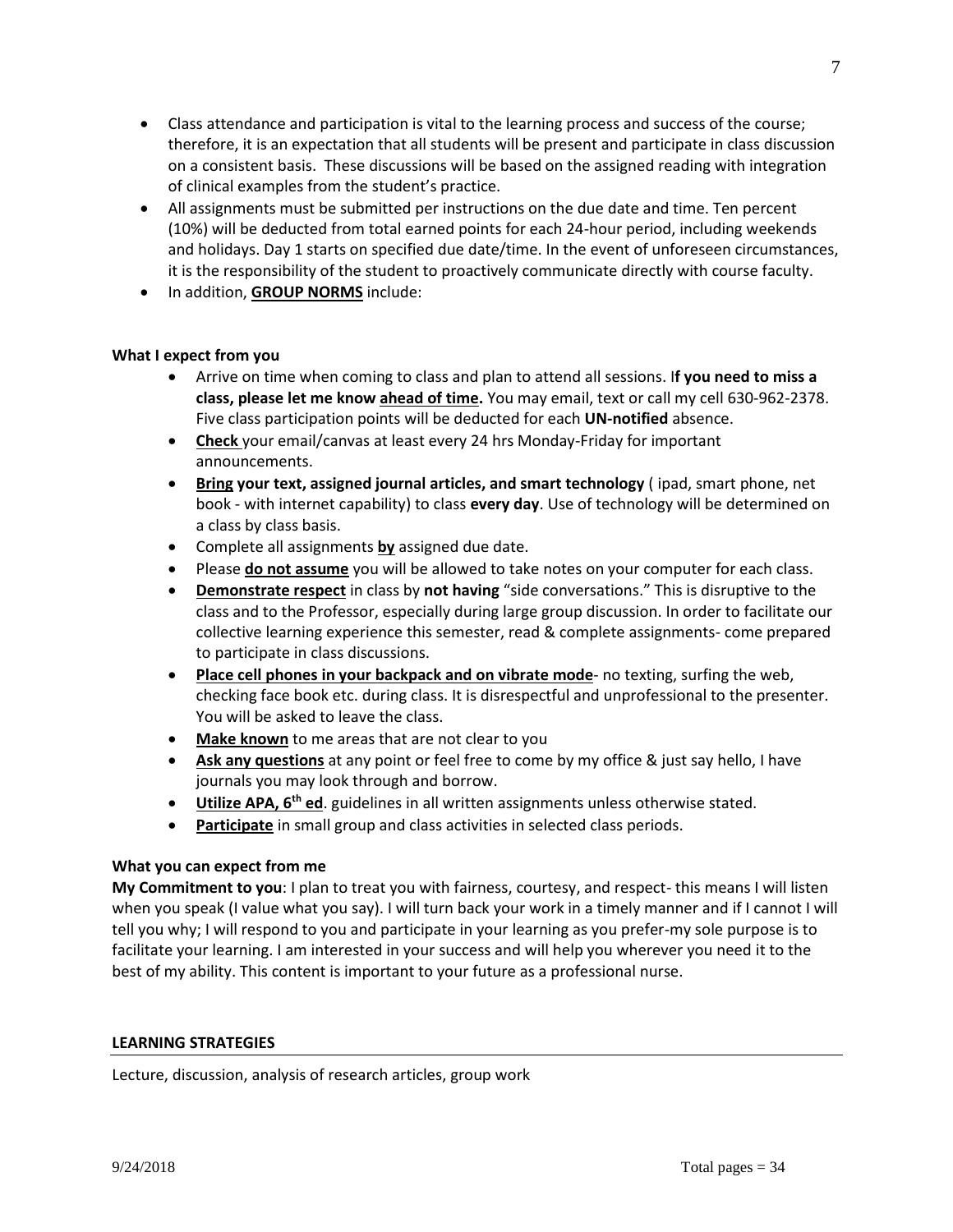- Class attendance and participation is vital to the learning process and success of the course; therefore, it is an expectation that all students will be present and participate in class discussion on a consistent basis. These discussions will be based on the assigned reading with integration of clinical examples from the student's practice.
- All assignments must be submitted per instructions on the due date and time. Ten percent (10%) will be deducted from total earned points for each 24-hour period, including weekends and holidays. Day 1 starts on specified due date/time. In the event of unforeseen circumstances, it is the responsibility of the student to proactively communicate directly with course faculty.
- In addition, **GROUP NORMS** include:

**What I expect from you**

- Arrive on time when coming to class and plan to attend all sessions. I**f you need to miss a class, please let me know ahead of time.** You may email, text or call my cell 630-962-2378. Five class participation points will be deducted for each **UN-notified** absence.
- **Check** your email/canvas at least every 24 hrs Monday-Friday for important announcements.
- **Bring your text, assigned journal articles, and smart technology** ( ipad, smart phone, net book - with internet capability) to class **every day**. Use of technology will be determined on a class by class basis.
- Complete all assignments **by** assigned due date.
- Please **do not assume** you will be allowed to take notes on your computer for each class.
- **Demonstrate respect** in class by **not having** "side conversations." This is disruptive to the class and to the Professor, especially during large group discussion. In order to facilitate our collective learning experience this semester, read & complete assignments- come prepared to participate in class discussions.
- **Place cell phones in your backpack and on vibrate mode**- no texting, surfing the web, checking face book etc. during class. It is disrespectful and unprofessional to the presenter. You will be asked to leave the class.
- **Make known** to me areas that are not clear to you
- **Ask any questions** at any point or feel free to come by my office & just say hello, I have journals you may look through and borrow.
- **Utilize APA, 6th ed**. guidelines in all written assignments unless otherwise stated.
- **Participate** in small group and class activities in selected class periods.

**What you can expect from me**

**My Commitment to you**: I plan to treat you with fairness, courtesy, and respect- this means I will listen when you speak (I value what you say). I will turn back your work in a timely manner and if I cannot I will tell you why; I will respond to you and participate in your learning as you prefer-my sole purpose is to facilitate your learning. I am interested in your success and will help you wherever you need it to the best of my ability. This content is important to your future as a professional nurse.

**LEARNING STRATEGIES**

Lecture, discussion, analysis of research articles, group work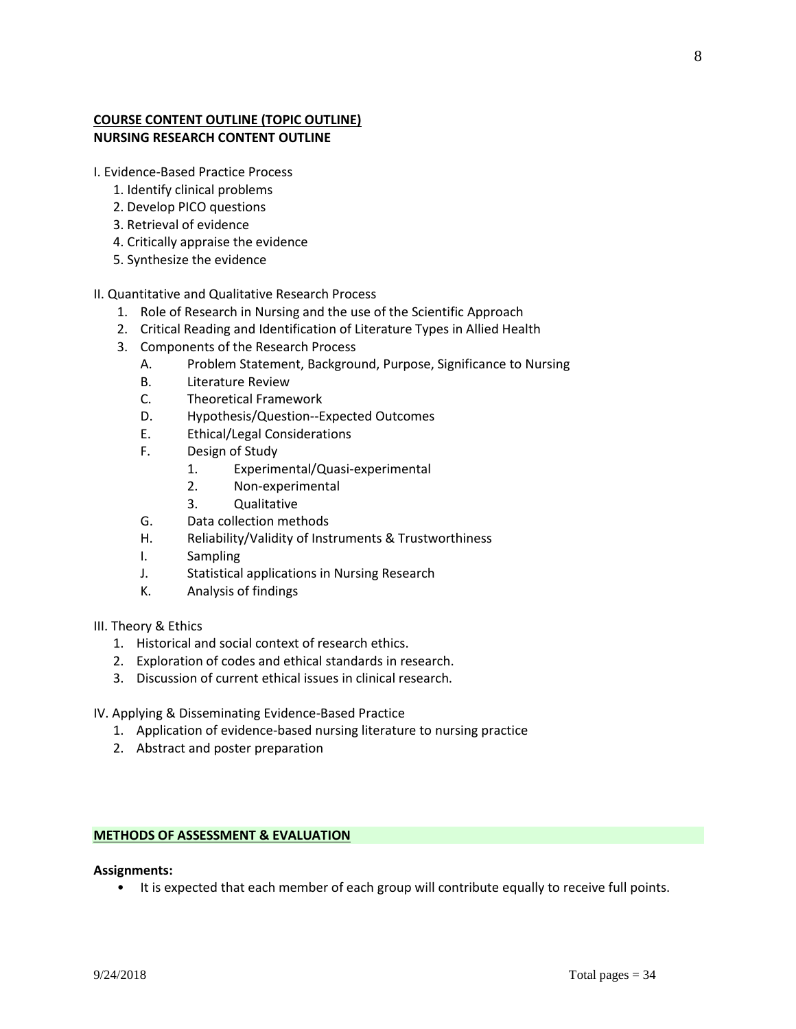## COURSE CONTENT OUTLINE (TOPIC OUTLINE)

**NURSING RESEARCH CONTENT OUTLINE**

I. Evidence-Based Practice Process

1. Identify clinical problems
2. Develop PICO questions
3. Retrieval of evidence
4. Critically appraise the evidence
5. Synthesize the evidence

II. Quantitative and Qualitative Research Process

1. Role of Research in Nursing and the use of the Scientific Approach
2. Critical Reading and Identification of Literature Types in Allied Health
3. Components of the Research Process
   - A. Problem Statement, Background, Purpose, Significance to Nursing
   - B. Literature Review
   - C. Theoretical Framework
   - D. Hypothesis/Question--Expected Outcomes
   - E. Ethical/Legal Considerations
   - F. Design of Study
     1. Experimental/Quasi-experimental
     2. Non-experimental
     3. Qualitative
   - G. Data collection methods
   - H. Reliability/Validity of Instruments & Trustworthiness
   - I. Sampling
   - J. Statistical applications in Nursing Research
   - K. Analysis of findings

III. Theory & Ethics

1. Historical and social context of research ethics.
2. Exploration of codes and ethical standards in research.
3. Discussion of current ethical issues in clinical research.

IV. Applying & Disseminating Evidence-Based Practice

1. Application of evidence-based nursing literature to nursing practice
2. Abstract and poster preparation

## METHODS OF ASSESSMENT & EVALUATION

**Assignments:**

- It is expected that each member of each group will contribute equally to receive full points.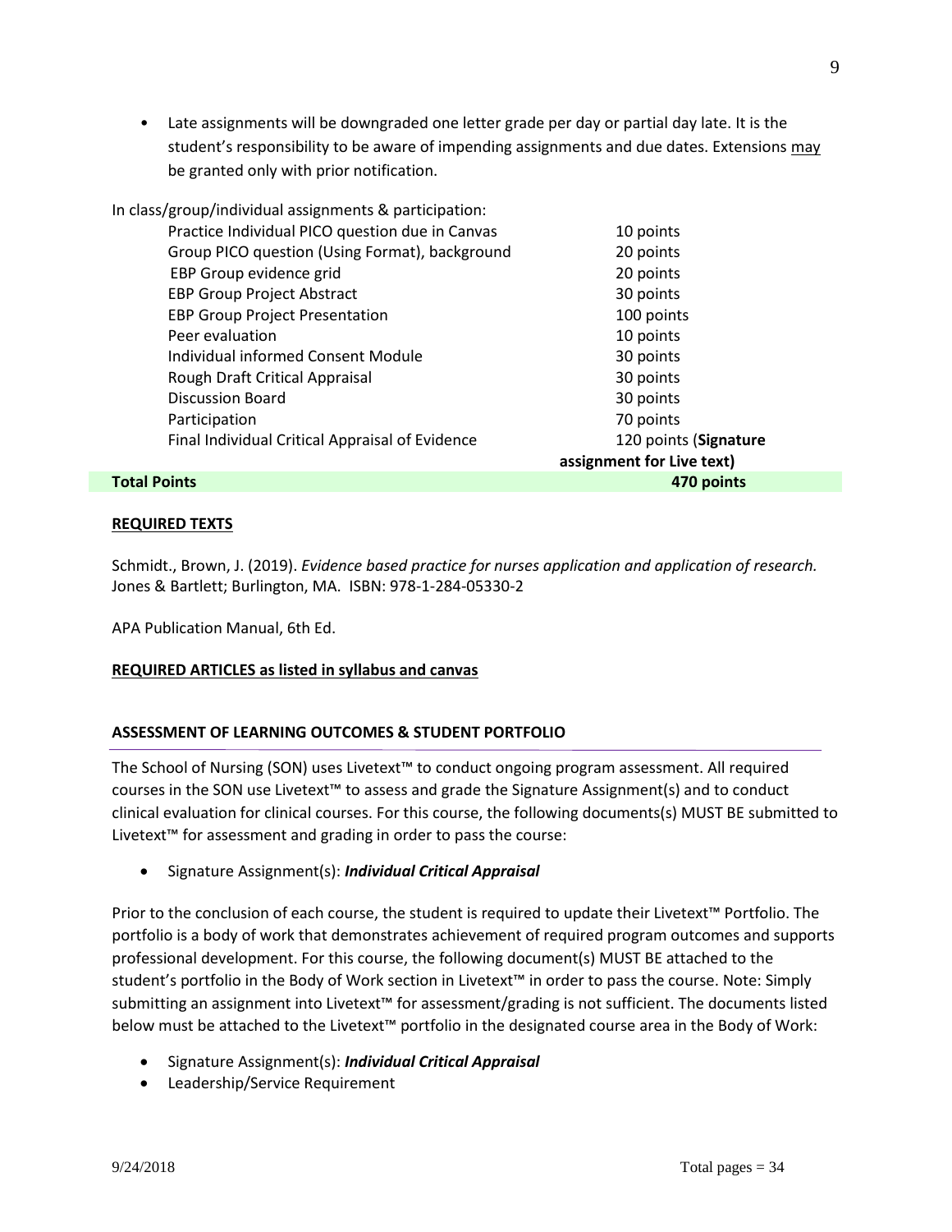- Late assignments will be downgraded one letter grade per day or partial day late. It is the student's responsibility to be aware of impending assignments and due dates. Extensions <u>may</u> be granted only with prior notification.

In class/group/individual assignments & participation:

| | |
|---|---|
| Practice Individual PICO question due in Canvas | 10 points |
| Group PICO question (Using Format), background | 20 points |
| EBP Group evidence grid | 20 points |
| EBP Group Project Abstract | 30 points |
| EBP Group Project Presentation | 100 points |
| Peer evaluation | 10 points |
| Individual informed Consent Module | 30 points |
| Rough Draft Critical Appraisal | 30 points |
| Discussion Board | 30 points |
| Participation | 70 points |
| Final Individual Critical Appraisal of Evidence | 120 points (**Signature assignment for Live text)** |
| **Total Points** | **470 points** |

**<u>REQUIRED TEXTS</u>**

Schmidt., Brown, J. (2019). *Evidence based practice for nurses application and application of research.* Jones & Bartlett; Burlington, MA. ISBN: 978-1-284-05330-2

APA Publication Manual, 6th Ed.

**<u>REQUIRED ARTICLES as listed in syllabus and canvas</u>**

**ASSESSMENT OF LEARNING OUTCOMES & STUDENT PORTFOLIO**

The School of Nursing (SON) uses Livetext™ to conduct ongoing program assessment. All required courses in the SON use Livetext™ to assess and grade the Signature Assignment(s) and to conduct clinical evaluation for clinical courses. For this course, the following documents(s) MUST BE submitted to Livetext™ for assessment and grading in order to pass the course:

- Signature Assignment(s): ***Individual Critical Appraisal***

Prior to the conclusion of each course, the student is required to update their Livetext™ Portfolio. The portfolio is a body of work that demonstrates achievement of required program outcomes and supports professional development. For this course, the following document(s) MUST BE attached to the student's portfolio in the Body of Work section in Livetext™ in order to pass the course. Note: Simply submitting an assignment into Livetext™ for assessment/grading is not sufficient. The documents listed below must be attached to the Livetext™ portfolio in the designated course area in the Body of Work:

- Signature Assignment(s): ***Individual Critical Appraisal***
- Leadership/Service Requirement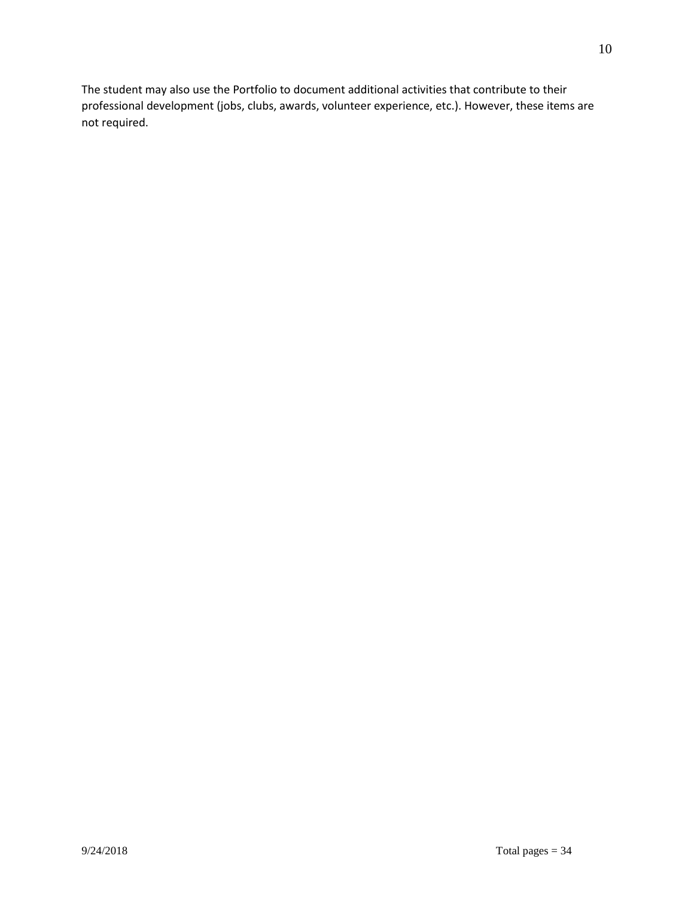The student may also use the Portfolio to document additional activities that contribute to their professional development (jobs, clubs, awards, volunteer experience, etc.). However, these items are not required.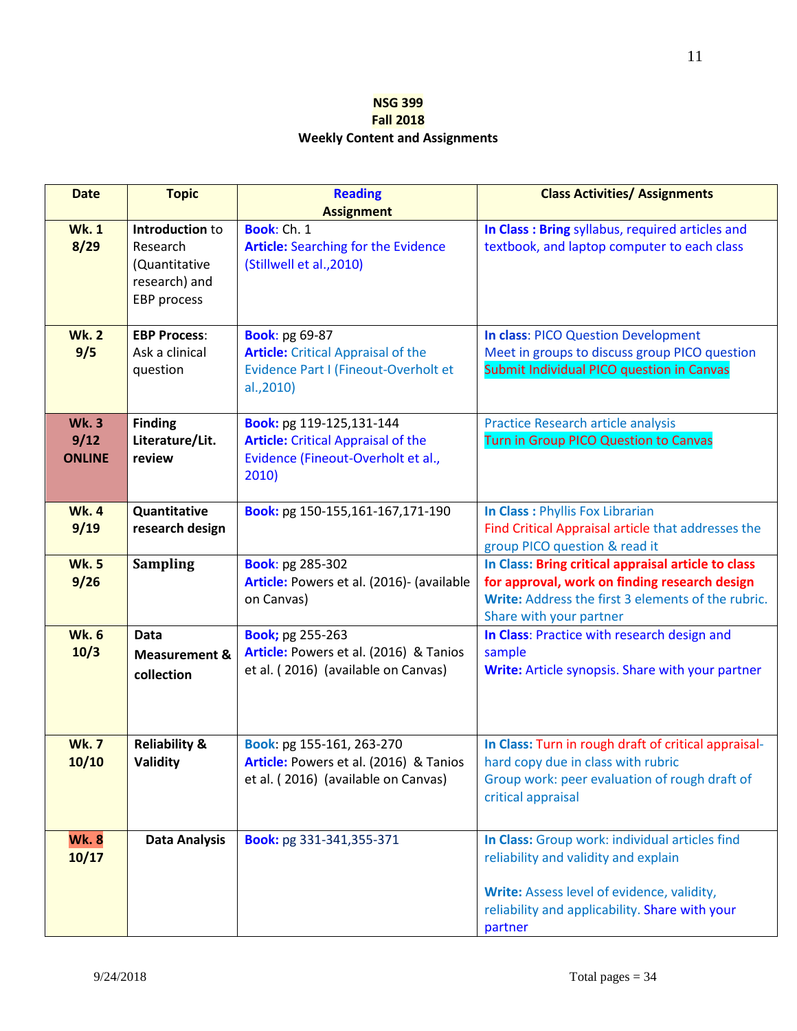**NSG 399**
**Fall 2018**
**Weekly Content and Assignments**

| Date | Topic | Reading Assignment | Class Activities/ Assignments |
|---|---|---|---|
| **Wk. 1 8/29** | **Introduction** to Research (Quantitative research) and EBP process | **Book**: Ch. 1 **Article:** Searching for the Evidence (Stillwell et al.,2010) | **In Class : Bring** syllabus, required articles and textbook, and laptop computer to each class |
| **Wk. 2 9/5** | **EBP Process**: Ask a clinical question | **Book**: pg 69-87 **Article:** Critical Appraisal of the Evidence Part I (Fineout-Overholt et al.,2010) | **In class**: PICO Question Development Meet in groups to discuss group PICO question Submit Individual PICO question in Canvas |
| **Wk. 3 9/12 ONLINE** | **Finding Literature/Lit. review** | **Book:** pg 119-125,131-144 **Article:** Critical Appraisal of the Evidence (Fineout-Overholt et al., 2010) | Practice Research article analysis Turn in Group PICO Question to Canvas |
| **Wk. 4 9/19** | **Quantitative research design** | **Book:** pg 150-155,161-167,171-190 | **In Class :** Phyllis Fox Librarian Find Critical Appraisal article that addresses the group PICO question & read it |
| **Wk. 5 9/26** | **Sampling** | **Book**: pg 285-302 **Article:** Powers et al. (2016)- (available on Canvas) | **In Class: Bring critical appraisal article to class for approval, work on finding research design** **Write:** Address the first 3 elements of the rubric. Share with your partner |
| **Wk. 6 10/3** | **Data Measurement & collection** | **Book;** pg 255-263 **Article:** Powers et al. (2016) & Tanios et al. ( 2016) (available on Canvas) | **In Class**: Practice with research design and sample **Write:** Article synopsis. Share with your partner |
| **Wk. 7 10/10** | **Reliability & Validity** | **Book**: pg 155-161, 263-270 **Article:** Powers et al. (2016) & Tanios et al. ( 2016) (available on Canvas) | **In Class:** Turn in rough draft of critical appraisal-hard copy due in class with rubric Group work: peer evaluation of rough draft of critical appraisal |
| **Wk. 8 10/17** | **Data Analysis** | **Book:** pg 331-341,355-371 | **In Class:** Group work: individual articles find reliability and validity and explain **Write:** Assess level of evidence, validity, reliability and applicability. Share with your partner |

9/24/2018 Total pages = 34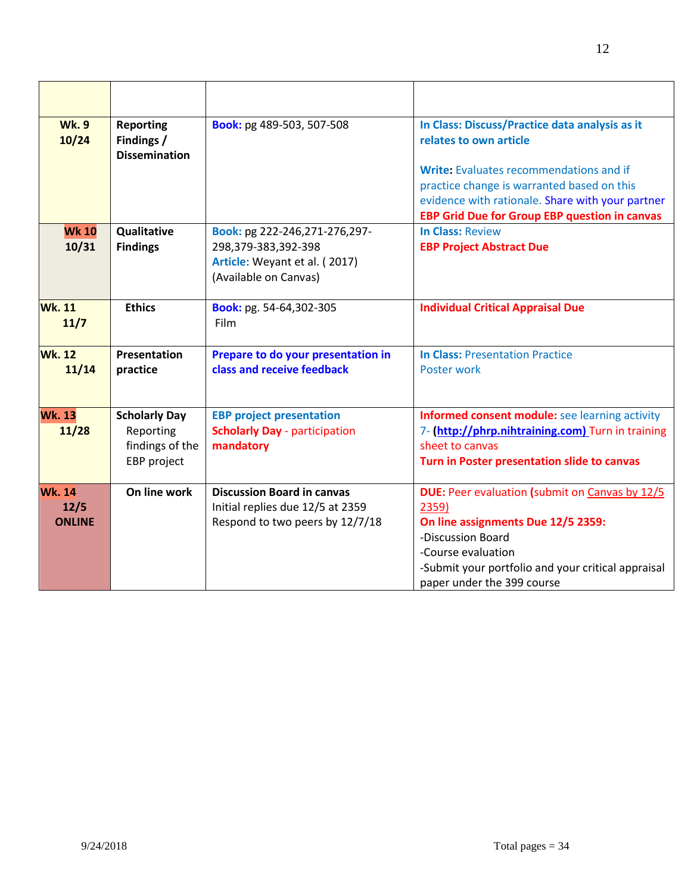| | | | |
|---|---|---|---|
| **Wk. 9** **10/24** | **Reporting Findings / Dissemination** | **Book:** pg 489-503, 507-508 | **In Class: Discuss/Practice data analysis as it relates to own article**<br><br>**Write:** Evaluates recommendations and if practice change is warranted based on this evidence with rationale. Share with your partner<br>**EBP Grid Due for Group EBP question in canvas** |
| **Wk 10** **10/31** | **Qualitative Findings** | **Book:** pg 222-246,271-276,297-298,379-383,392-398<br>**Article**: Weyant et al. ( 2017) (Available on Canvas) | **In Class:** Review<br>**EBP Project Abstract Due** |
| **Wk. 11** **11/7** | **Ethics** | **Book:** pg. 54-64,302-305<br>Film | **Individual Critical Appraisal Due** |
| **Wk. 12** **11/14** | **Presentation practice** | **Prepare to do your presentation in class and receive feedback** | **In Class:** Presentation Practice<br>Poster work |
| **Wk. 13** **11/28** | **Scholarly Day** Reporting findings of the EBP project | **EBP project presentation**<br>**Scholarly Day** - participation **mandatory** | **Informed consent module:** see learning activity 7- **(http://phrp.nihtraining.com)** Turn in training sheet to canvas<br>**Turn in Poster presentation slide to canvas** |
| **Wk. 14** **12/5** **ONLINE** | **On line work** | **Discussion Board in canvas**<br>Initial replies due 12/5 at 2359<br>Respond to two peers by 12/7/18 | **DUE:** Peer evaluation **(**submit on Canvas by 12/5 2359)<br>**On line assignments Due 12/5 2359:**<br>-Discussion Board<br>-Course evaluation<br>-Submit your portfolio and your critical appraisal paper under the 399 course |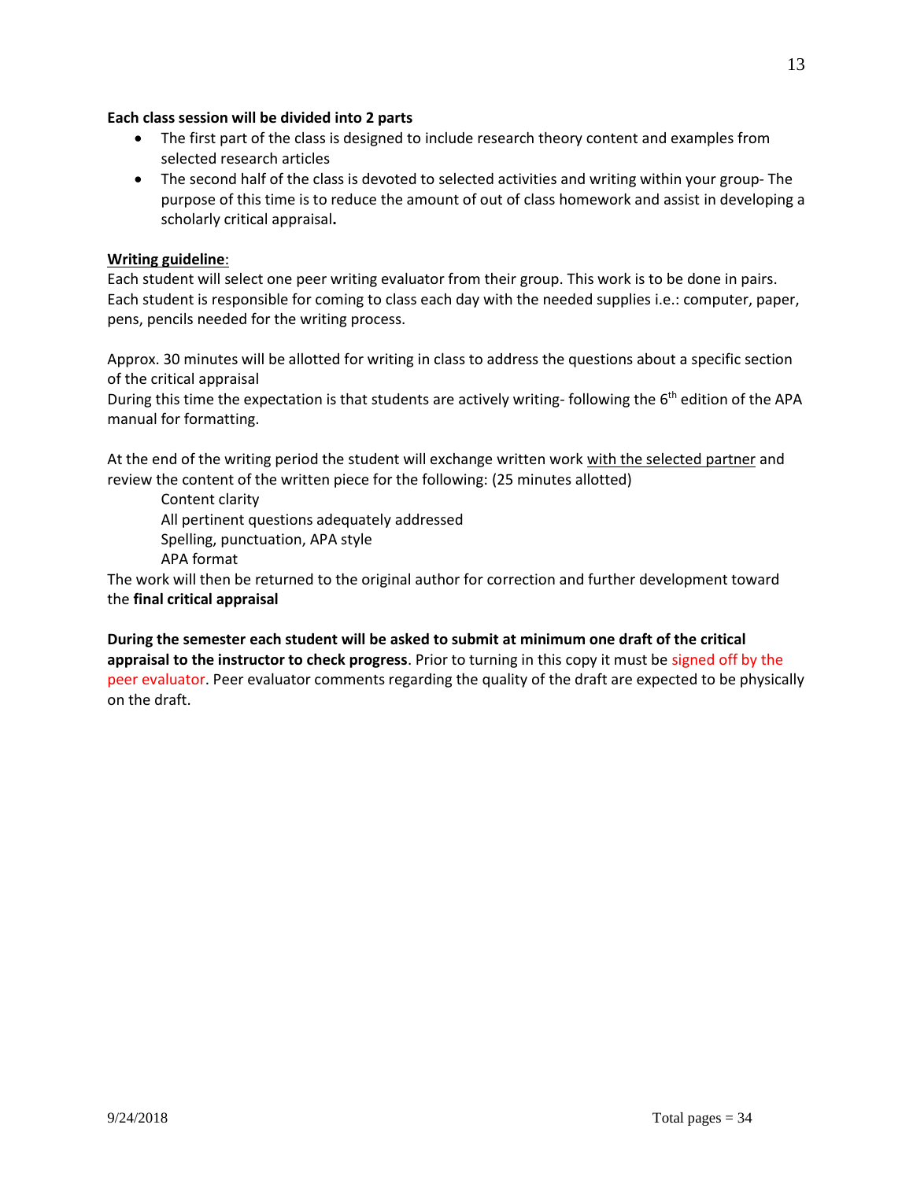**Each class session will be divided into 2 parts**

- The first part of the class is designed to include research theory content and examples from selected research articles
- The second half of the class is devoted to selected activities and writing within your group- The purpose of this time is to reduce the amount of out of class homework and assist in developing a scholarly critical appraisal**.**

**Writing guideline**:

Each student will select one peer writing evaluator from their group. This work is to be done in pairs. Each student is responsible for coming to class each day with the needed supplies i.e.: computer, paper, pens, pencils needed for the writing process.

Approx. 30 minutes will be allotted for writing in class to address the questions about a specific section of the critical appraisal

During this time the expectation is that students are actively writing- following the 6th edition of the APA manual for formatting.

At the end of the writing period the student will exchange written work with the selected partner and review the content of the written piece for the following: (25 minutes allotted)

Content clarity

All pertinent questions adequately addressed

Spelling, punctuation, APA style

APA format

The work will then be returned to the original author for correction and further development toward the **final critical appraisal**

**During the semester each student will be asked to submit at minimum one draft of the critical appraisal to the instructor to check progress**. Prior to turning in this copy it must be signed off by the peer evaluator. Peer evaluator comments regarding the quality of the draft are expected to be physically on the draft.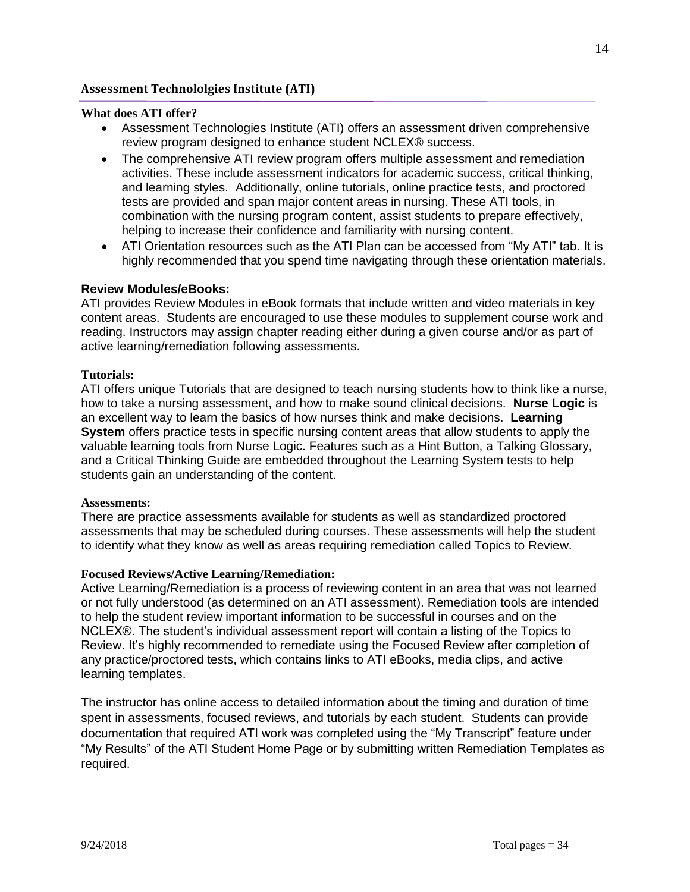## Assessment Technololgies Institute (ATI)

**What does ATI offer?**

- Assessment Technologies Institute (ATI) offers an assessment driven comprehensive review program designed to enhance student NCLEX® success.
- The comprehensive ATI review program offers multiple assessment and remediation activities. These include assessment indicators for academic success, critical thinking, and learning styles. Additionally, online tutorials, online practice tests, and proctored tests are provided and span major content areas in nursing. These ATI tools, in combination with the nursing program content, assist students to prepare effectively, helping to increase their confidence and familiarity with nursing content.
- ATI Orientation resources such as the ATI Plan can be accessed from "My ATI" tab. It is highly recommended that you spend time navigating through these orientation materials.

**Review Modules/eBooks:**

ATI provides Review Modules in eBook formats that include written and video materials in key content areas. Students are encouraged to use these modules to supplement course work and reading. Instructors may assign chapter reading either during a given course and/or as part of active learning/remediation following assessments.

**Tutorials:**

ATI offers unique Tutorials that are designed to teach nursing students how to think like a nurse, how to take a nursing assessment, and how to make sound clinical decisions. **Nurse Logic** is an excellent way to learn the basics of how nurses think and make decisions. **Learning System** offers practice tests in specific nursing content areas that allow students to apply the valuable learning tools from Nurse Logic. Features such as a Hint Button, a Talking Glossary, and a Critical Thinking Guide are embedded throughout the Learning System tests to help students gain an understanding of the content.

**Assessments:**

There are practice assessments available for students as well as standardized proctored assessments that may be scheduled during courses. These assessments will help the student to identify what they know as well as areas requiring remediation called Topics to Review.

**Focused Reviews/Active Learning/Remediation:**

Active Learning/Remediation is a process of reviewing content in an area that was not learned or not fully understood (as determined on an ATI assessment). Remediation tools are intended to help the student review important information to be successful in courses and on the NCLEX®. The student's individual assessment report will contain a listing of the Topics to Review. It's highly recommended to remediate using the Focused Review after completion of any practice/proctored tests, which contains links to ATI eBooks, media clips, and active learning templates.

The instructor has online access to detailed information about the timing and duration of time spent in assessments, focused reviews, and tutorials by each student. Students can provide documentation that required ATI work was completed using the "My Transcript" feature under "My Results" of the ATI Student Home Page or by submitting written Remediation Templates as required.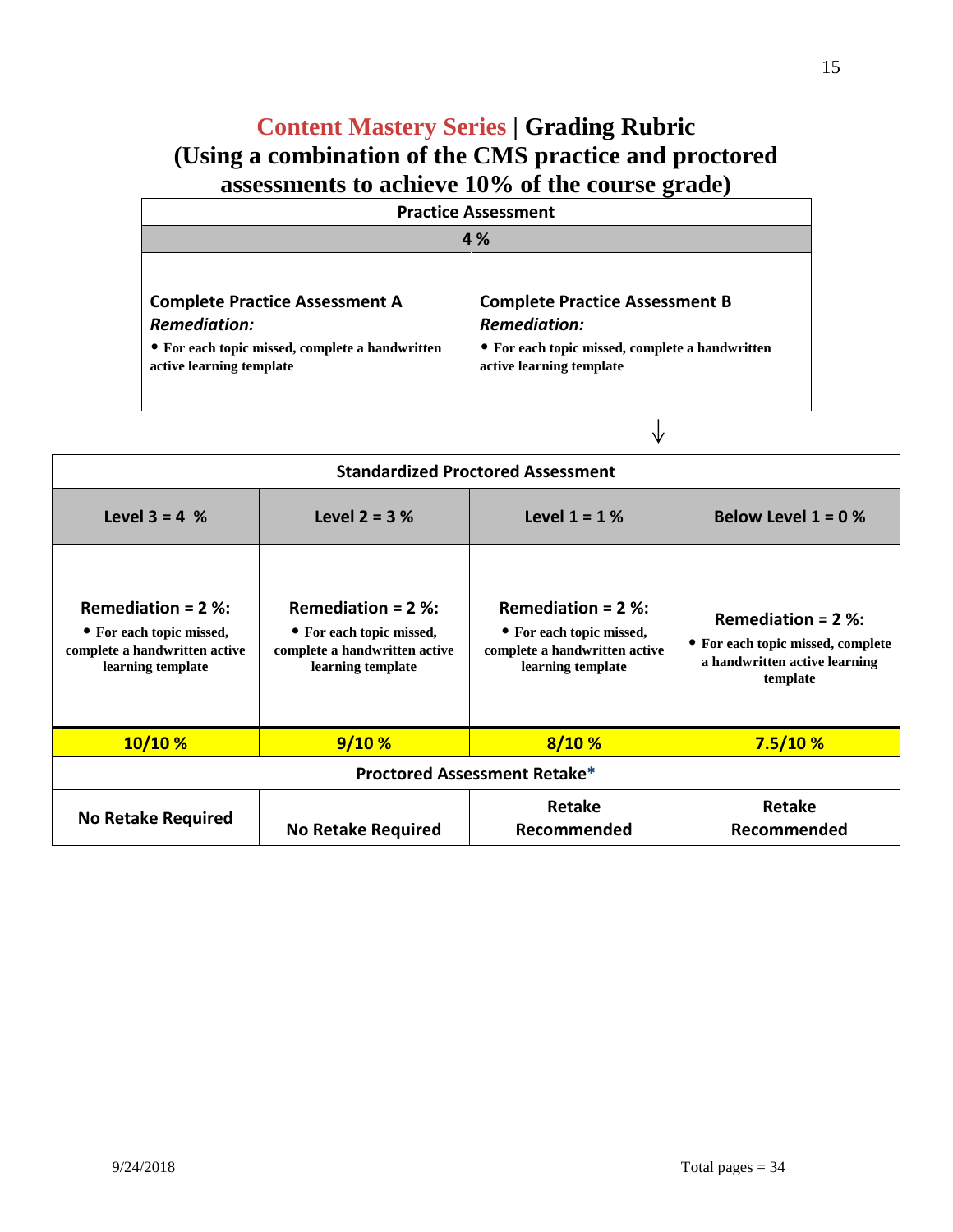# Content Mastery Series | Grading Rubric
# (Using a combination of the CMS practice and proctored assessments to achieve 10% of the course grade)

| Practice Assessment | |
|---|---|
| **4 %** | |
| **Complete Practice Assessment A**<br>***Remediation:***<br>• For each topic missed, complete a handwritten active learning template | **Complete Practice Assessment B**<br>***Remediation:***<br>• For each topic missed, complete a handwritten active learning template |

↓

| Standardized Proctored Assessment | | | |
|---|---|---|---|
| **Level 3 = 4 %** | **Level 2 = 3 %** | **Level 1 = 1 %** | **Below Level 1 = 0 %** |
| **Remediation = 2 %:**<br>• For each topic missed, complete a handwritten active learning template | **Remediation = 2 %:**<br>• For each topic missed, complete a handwritten active learning template | **Remediation = 2 %:**<br>• For each topic missed, complete a handwritten active learning template | **Remediation = 2 %:**<br>• For each topic missed, complete a handwritten active learning template |
| **10/10 %** | **9/10 %** | **8/10 %** | **7.5/10 %** |
| **Proctored Assessment Retake*** | | | |
| **No Retake Required** | **No Retake Required** | **Retake Recommended** | **Retake Recommended** |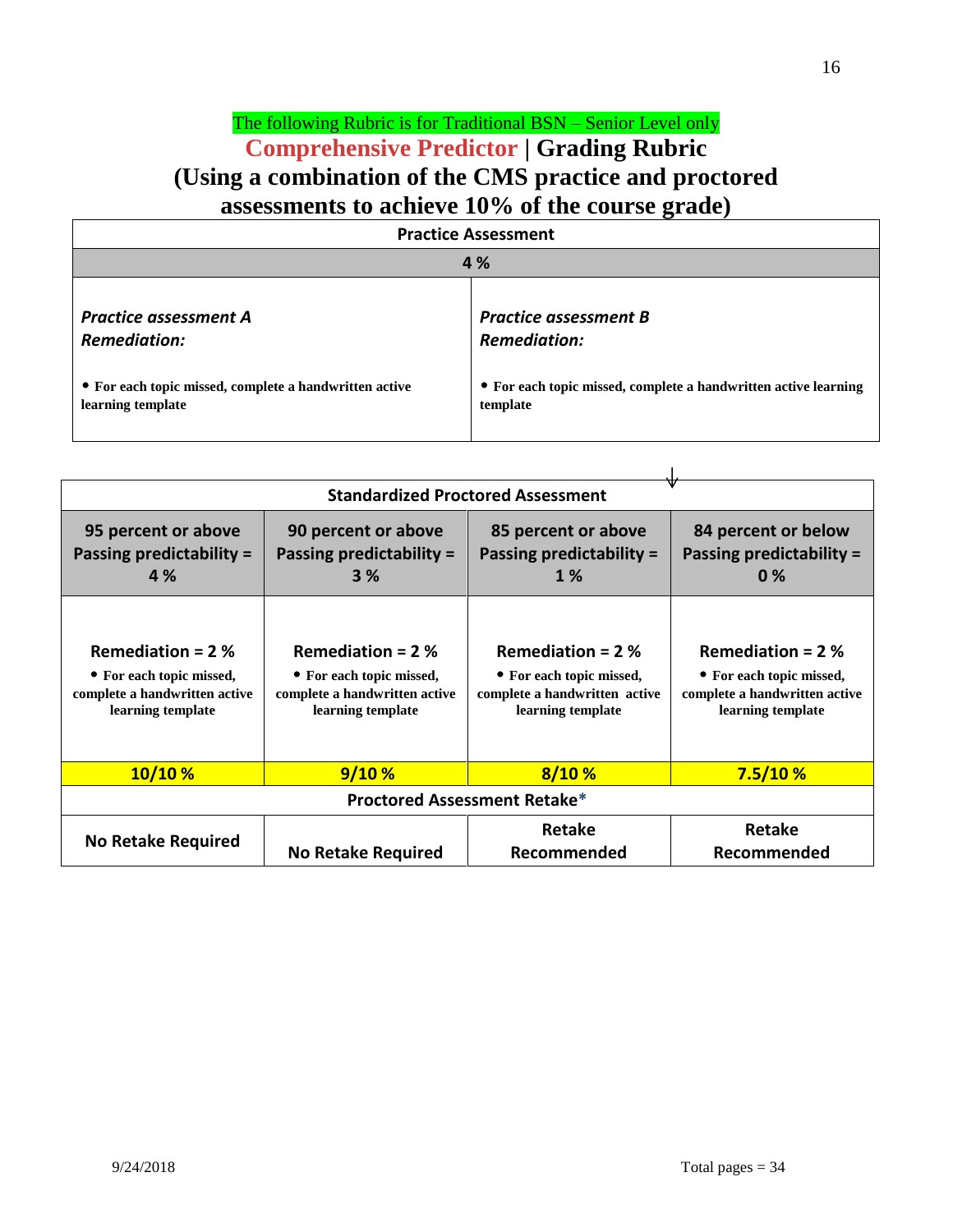The following Rubric is for Traditional BSN – Senior Level only

# Comprehensive Predictor | Grading Rubric
## (Using a combination of the CMS practice and proctored assessments to achieve 10% of the course grade)

| Practice Assessment | |
|---|---|
| **4 %** | |
| ***Practice assessment A*** <br> ***Remediation:*** <br><br> • **For each topic missed, complete a handwritten active learning template** | ***Practice assessment B*** <br> ***Remediation:*** <br><br> • **For each topic missed, complete a handwritten active learning template** |

| Standardized Proctored Assessment | | | |
|---|---|---|---|
| **95 percent or above Passing predictability = 4 %** | **90 percent or above Passing predictability = 3 %** | **85 percent or above Passing predictability = 1 %** | **84 percent or below Passing predictability = 0 %** |
| **Remediation = 2 %** <br> • **For each topic missed, complete a handwritten active learning template** | **Remediation = 2 %** <br> • **For each topic missed, complete a handwritten active learning template** | **Remediation = 2 %** <br> • **For each topic missed, complete a handwritten active learning template** | **Remediation = 2 %** <br> • **For each topic missed, complete a handwritten active learning template** |
| **10/10 %** | **9/10 %** | **8/10 %** | **7.5/10 %** |
| **Proctored Assessment Retake*** | | | |
| **No Retake Required** | **No Retake Required** | **Retake Recommended** | **Retake Recommended** |

9/24/2018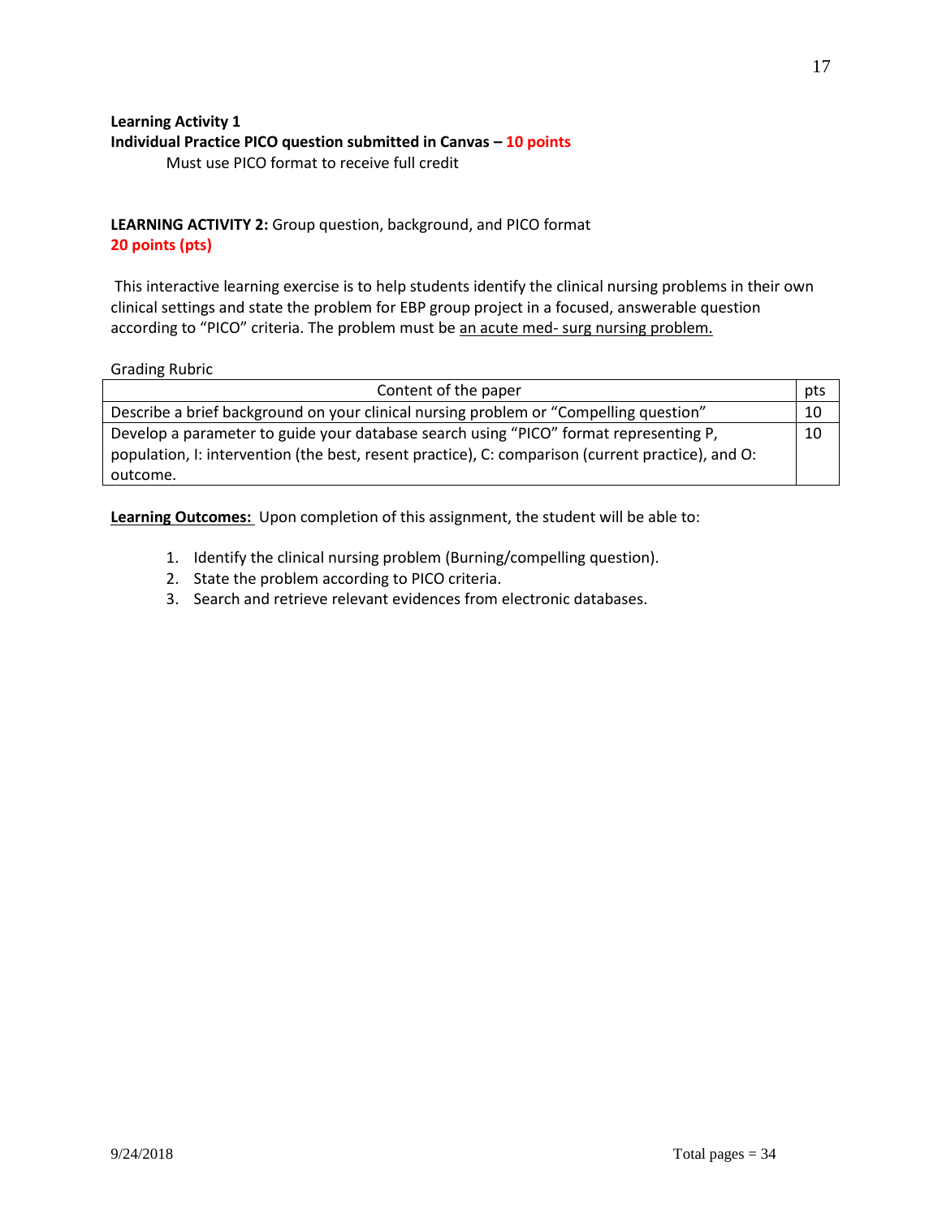**Learning Activity 1**
**Individual Practice PICO question submitted in Canvas – 10 points**

Must use PICO format to receive full credit

**LEARNING ACTIVITY 2:** Group question, background, and PICO format
**20 points (pts)**

This interactive learning exercise is to help students identify the clinical nursing problems in their own clinical settings and state the problem for EBP group project in a focused, answerable question according to "PICO" criteria. The problem must be <u>an acute med- surg nursing problem.</u>

Grading Rubric

| Content of the paper | pts |
|---|---|
| Describe a brief background on your clinical nursing problem or "Compelling question" | 10 |
| Develop a parameter to guide your database search using "PICO" format representing P, population, I: intervention (the best, resent practice), C: comparison (current practice), and O: outcome. | 10 |

**<u>Learning Outcomes:</u>** Upon completion of this assignment, the student will be able to:

1. Identify the clinical nursing problem (Burning/compelling question).
2. State the problem according to PICO criteria.
3. Search and retrieve relevant evidences from electronic databases.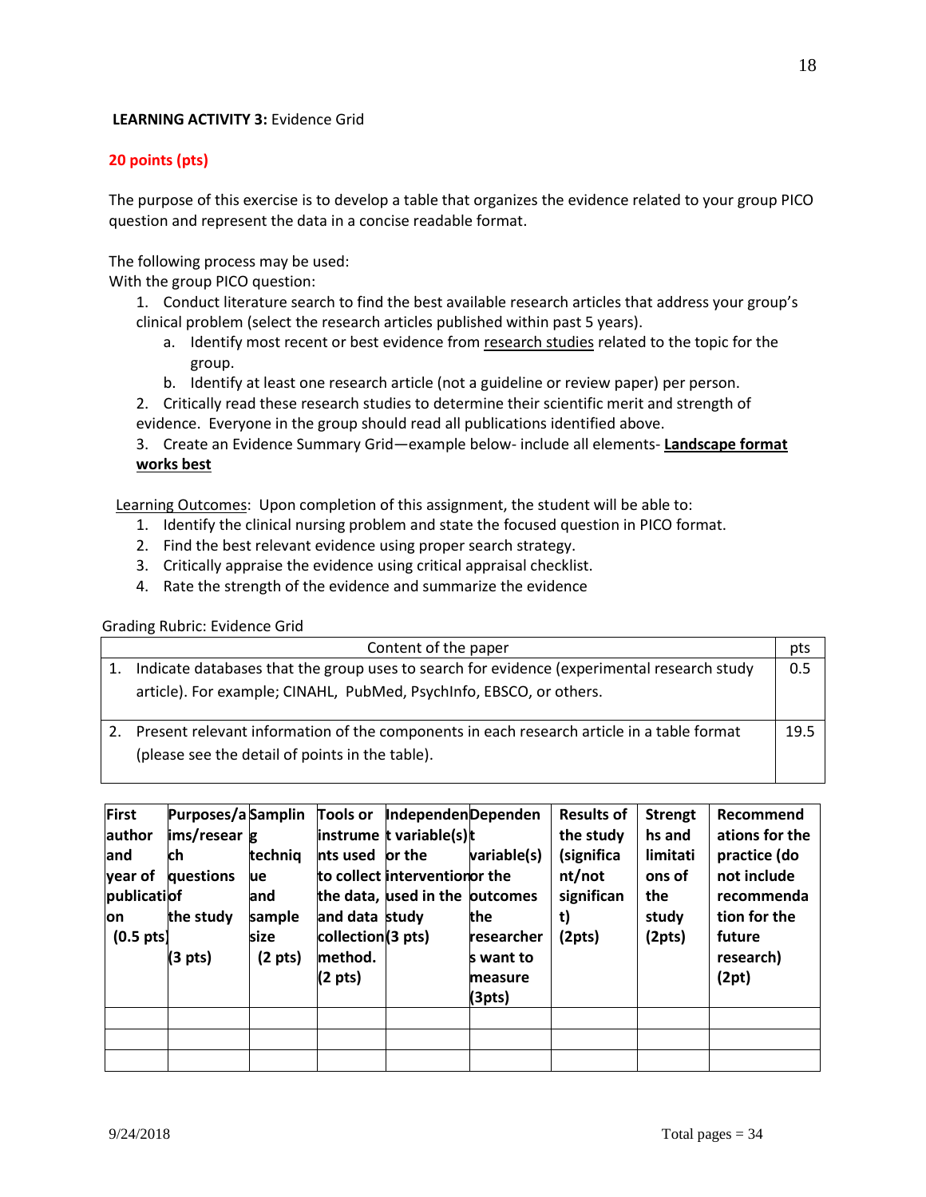**LEARNING ACTIVITY 3:** Evidence Grid

**20 points (pts)**

The purpose of this exercise is to develop a table that organizes the evidence related to your group PICO question and represent the data in a concise readable format.

The following process may be used:
With the group PICO question:

1. Conduct literature search to find the best available research articles that address your group's clinical problem (select the research articles published within past 5 years).
   a. Identify most recent or best evidence from research studies related to the topic for the group.
   b. Identify at least one research article (not a guideline or review paper) per person.
2. Critically read these research studies to determine their scientific merit and strength of evidence. Everyone in the group should read all publications identified above.
3. Create an Evidence Summary Grid—example below- include all elements- **Landscape format works best**

Learning Outcomes: Upon completion of this assignment, the student will be able to:

1. Identify the clinical nursing problem and state the focused question in PICO format.
2. Find the best relevant evidence using proper search strategy.
3. Critically appraise the evidence using critical appraisal checklist.
4. Rate the strength of the evidence and summarize the evidence

Grading Rubric: Evidence Grid

| Content of the paper | pts |
|---|---|
| 1. Indicate databases that the group uses to search for evidence (experimental research study article). For example; CINAHL, PubMed, PsychInfo, EBSCO, or others. | 0.5 |
| 2. Present relevant information of the components in each research article in a table format (please see the detail of points in the table). | 19.5 |

| First author and year of publication (0.5 pts) | Purposes/aims/research questions of the study (3 pts) | Sampling technique and sample size (2 pts) | Tools or instruments used to collect the data, and data collection method. (2 pts) | Independent variable(s) or the intervention used in the study (3 pts) | Dependent variable(s) or the outcomes the researchers want to measure (3pts) | Results of the study (significant/not significant) (2pts) | Strengths and limitations of the study (2pts) | Recommendations for the practice (do not include recommendation for the future research) (2pt) |
|---|---|---|---|---|---|---|---|---|
| | | | | | | | | |
| | | | | | | | | |
| | | | | | | | | |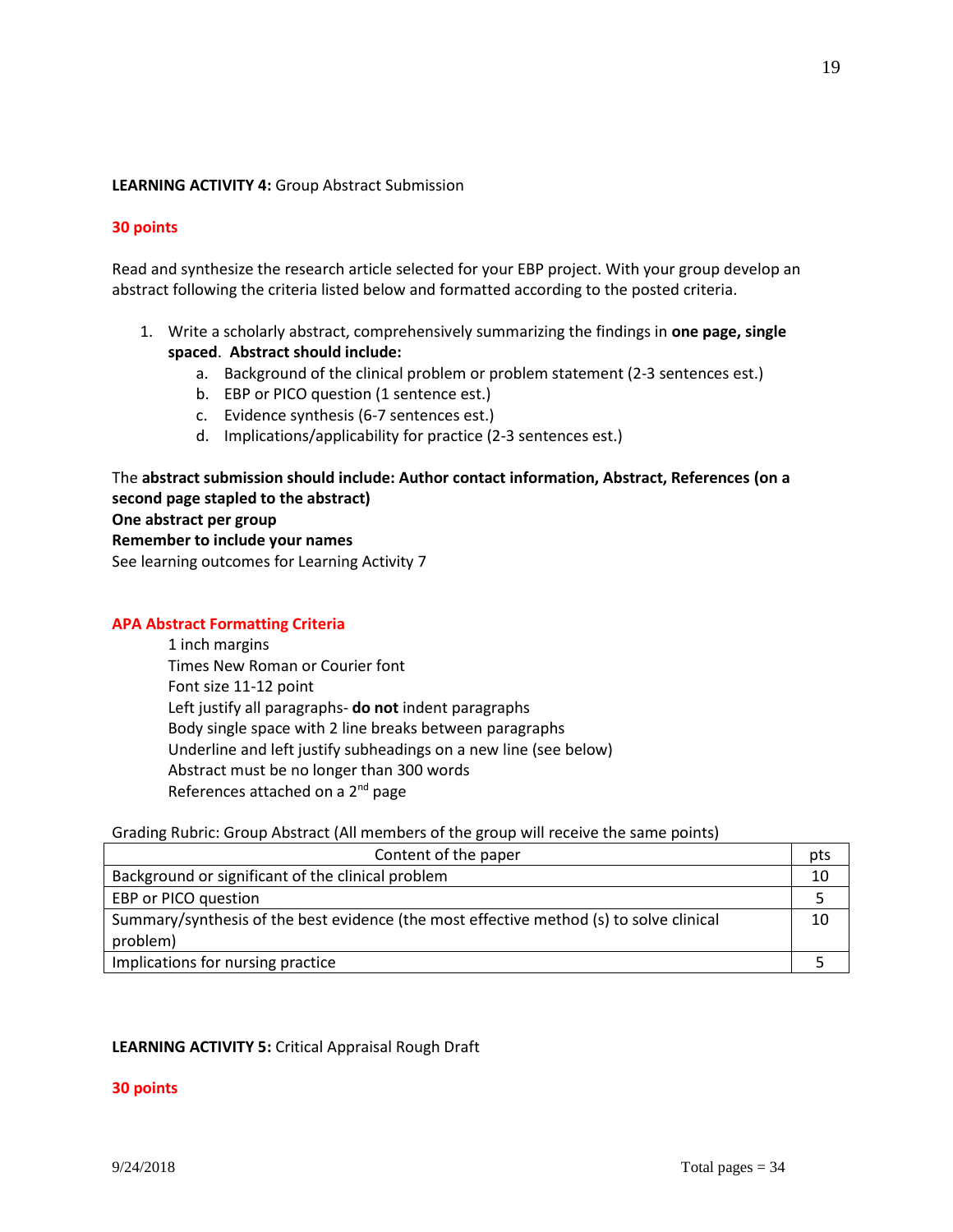**LEARNING ACTIVITY 4:** Group Abstract Submission

**30 points**

Read and synthesize the research article selected for your EBP project. With your group develop an abstract following the criteria listed below and formatted according to the posted criteria.

1. Write a scholarly abstract, comprehensively summarizing the findings in **one page, single spaced**. **Abstract should include:**
   a. Background of the clinical problem or problem statement (2-3 sentences est.)
   b. EBP or PICO question (1 sentence est.)
   c. Evidence synthesis (6-7 sentences est.)
   d. Implications/applicability for practice (2-3 sentences est.)

The **abstract submission should include: Author contact information, Abstract, References (on a second page stapled to the abstract)**
**One abstract per group**
**Remember to include your names**
See learning outcomes for Learning Activity 7

**APA Abstract Formatting Criteria**

1 inch margins
Times New Roman or Courier font
Font size 11-12 point
Left justify all paragraphs- **do not** indent paragraphs
Body single space with 2 line breaks between paragraphs
Underline and left justify subheadings on a new line (see below)
Abstract must be no longer than 300 words
References attached on a 2nd page

Grading Rubric: Group Abstract (All members of the group will receive the same points)

| Content of the paper | pts |
|---|---|
| Background or significant of the clinical problem | 10 |
| EBP or PICO question | 5 |
| Summary/synthesis of the best evidence (the most effective method (s) to solve clinical problem) | 10 |
| Implications for nursing practice | 5 |

**LEARNING ACTIVITY 5:** Critical Appraisal Rough Draft

**30 points**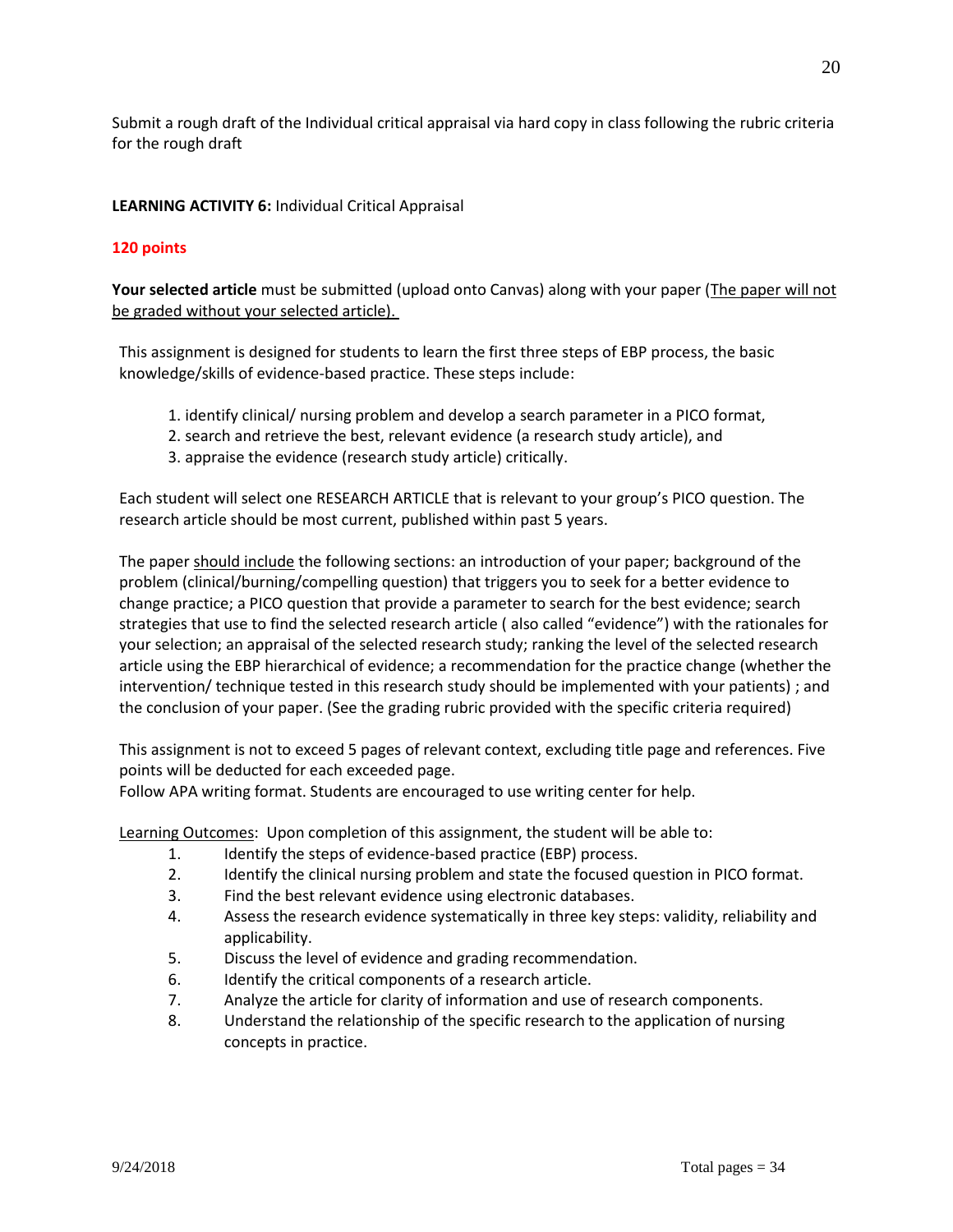Submit a rough draft of the Individual critical appraisal via hard copy in class following the rubric criteria for the rough draft

**LEARNING ACTIVITY 6:** Individual Critical Appraisal

**120 points**

**Your selected article** must be submitted (upload onto Canvas) along with your paper (The paper will not be graded without your selected article).

This assignment is designed for students to learn the first three steps of EBP process, the basic knowledge/skills of evidence-based practice. These steps include:

1. identify clinical/ nursing problem and develop a search parameter in a PICO format,
2. search and retrieve the best, relevant evidence (a research study article), and
3. appraise the evidence (research study article) critically.

Each student will select one RESEARCH ARTICLE that is relevant to your group's PICO question. The research article should be most current, published within past 5 years.

The paper should include the following sections: an introduction of your paper; background of the problem (clinical/burning/compelling question) that triggers you to seek for a better evidence to change practice; a PICO question that provide a parameter to search for the best evidence; search strategies that use to find the selected research article ( also called "evidence") with the rationales for your selection; an appraisal of the selected research study; ranking the level of the selected research article using the EBP hierarchical of evidence; a recommendation for the practice change (whether the intervention/ technique tested in this research study should be implemented with your patients) ; and the conclusion of your paper. (See the grading rubric provided with the specific criteria required)

This assignment is not to exceed 5 pages of relevant context, excluding title page and references. Five points will be deducted for each exceeded page.
Follow APA writing format. Students are encouraged to use writing center for help.

Learning Outcomes: Upon completion of this assignment, the student will be able to:

1. Identify the steps of evidence-based practice (EBP) process.
2. Identify the clinical nursing problem and state the focused question in PICO format.
3. Find the best relevant evidence using electronic databases.
4. Assess the research evidence systematically in three key steps: validity, reliability and applicability.
5. Discuss the level of evidence and grading recommendation.
6. Identify the critical components of a research article.
7. Analyze the article for clarity of information and use of research components.
8. Understand the relationship of the specific research to the application of nursing concepts in practice.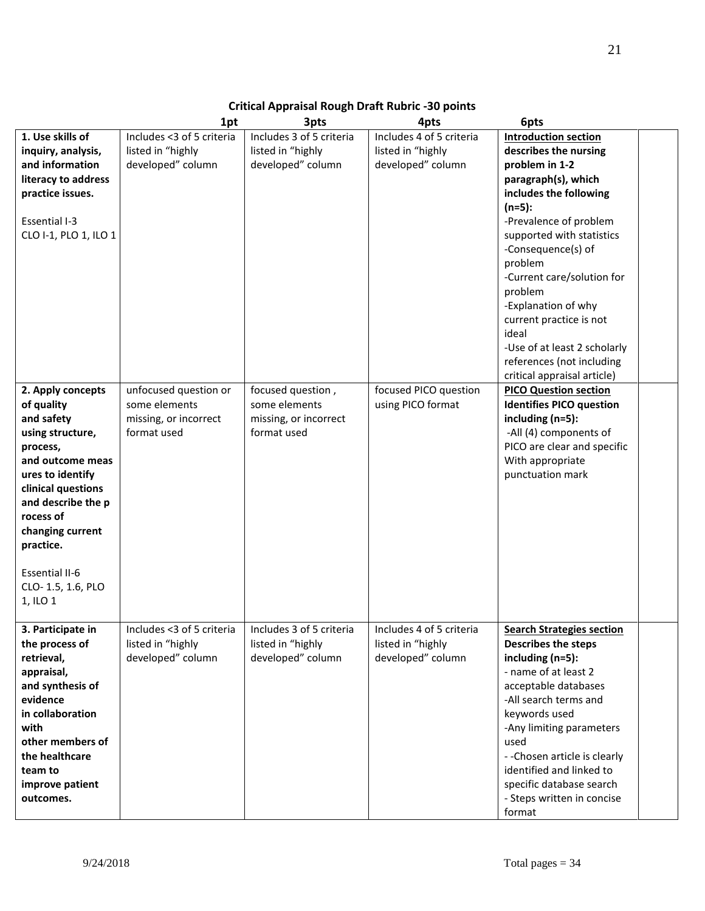**Critical Appraisal Rough Draft Rubric -30 points**

| | 1pt | 3pts | 4pts | 6pts | |
|---|---|---|---|---|---|
| **1. Use skills of inquiry, analysis, and information literacy to address practice issues.**<br><br>Essential I-3<br>CLO I-1, PLO 1, ILO 1 | Includes <3 of 5 criteria listed in "highly developed" column | Includes 3 of 5 criteria listed in "highly developed" column | Includes 4 of 5 criteria listed in "highly developed" column | **<u>Introduction section</u> describes the nursing problem in 1-2 paragraph(s), which includes the following (n=5):**<br>-Prevalence of problem supported with statistics<br>-Consequence(s) of problem<br>-Current care/solution for problem<br>-Explanation of why current practice is not ideal<br>-Use of at least 2 scholarly references (not including critical appraisal article) | |
| **2. Apply concepts of quality and safety using structure, process, and outcome meas ures to identify clinical questions and describe the p rocess of changing current practice.**<br><br>Essential II-6<br>CLO- 1.5, 1.6, PLO 1, ILO 1 | unfocused question or some elements missing, or incorrect format used | focused question , some elements missing, or incorrect format used | focused PICO question using PICO format | **<u>PICO Question section</u> Identifies PICO question including (n=5):**<br>-All (4) components of PICO are clear and specific With appropriate punctuation mark | |
| **3. Participate in the process of retrieval, appraisal, and synthesis of evidence in collaboration with other members of the healthcare team to improve patient outcomes.** | Includes <3 of 5 criteria listed in "highly developed" column | Includes 3 of 5 criteria listed in "highly developed" column | Includes 4 of 5 criteria listed in "highly developed" column | **<u>Search Strategies section</u> Describes the steps including (n=5):**<br>- name of at least 2 acceptable databases<br>-All search terms and keywords used<br>-Any limiting parameters used<br>- -Chosen article is clearly identified and linked to specific database search<br>- Steps written in concise format | |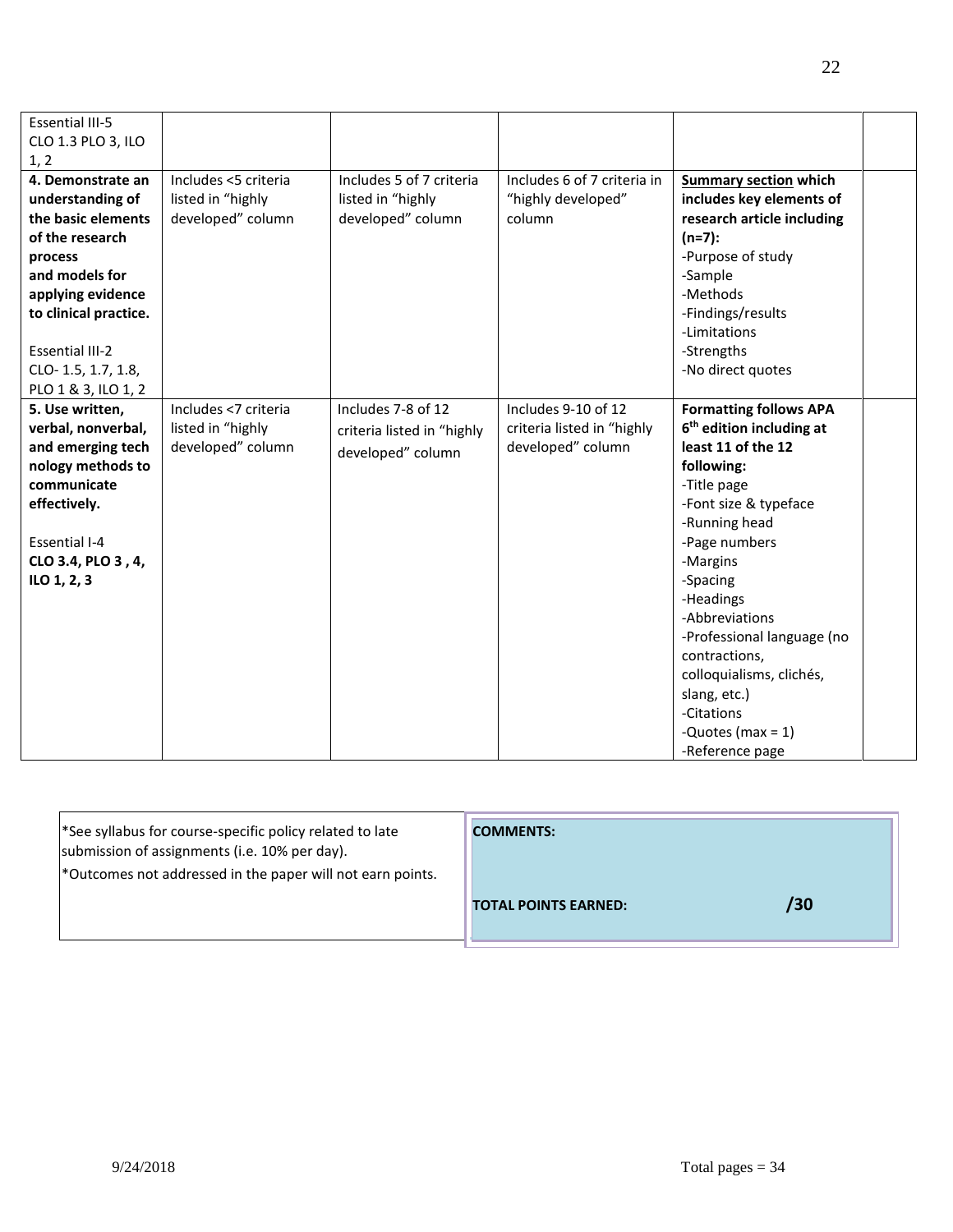| | | | | | |
|---|---|---|---|---|---|
| Essential III-5<br>CLO 1.3 PLO 3, ILO 1, 2 | | | | | |
| **4. Demonstrate an understanding of the basic elements of the research process and models for applying evidence to clinical practice.**<br><br>Essential III-2<br>CLO- 1.5, 1.7, 1.8, PLO 1 & 3, ILO 1, 2 | Includes <5 criteria listed in "highly developed" column | Includes 5 of 7 criteria listed in "highly developed" column | Includes 6 of 7 criteria in "highly developed" column | **Summary section which includes key elements of research article including (n=7):**<br>-Purpose of study<br>-Sample<br>-Methods<br>-Findings/results<br>-Limitations<br>-Strengths<br>-No direct quotes | |
| **5. Use written, verbal, nonverbal, and emerging tech nology methods to communicate effectively.**<br><br>Essential I-4<br>**CLO 3.4, PLO 3 , 4, ILO 1, 2, 3** | Includes <7 criteria listed in "highly developed" column | Includes 7-8 of 12 criteria listed in "highly developed" column | Includes 9-10 of 12 criteria listed in "highly developed" column | **Formatting follows APA 6th edition including at least 11 of the 12 following:**<br>-Title page<br>-Font size & typeface<br>-Running head<br>-Page numbers<br>-Margins<br>-Spacing<br>-Headings<br>-Abbreviations<br>-Professional language (no contractions, colloquialisms, clichés, slang, etc.)<br>-Citations<br>-Quotes (max = 1)<br>-Reference page | |

| | |
|---|---|
| *See syllabus for course-specific policy related to late submission of assignments (i.e. 10% per day).<br>*Outcomes not addressed in the paper will not earn points. | **COMMENTS:**<br><br>**TOTAL POINTS EARNED: /30** |

9/24/2018 Total pages = 34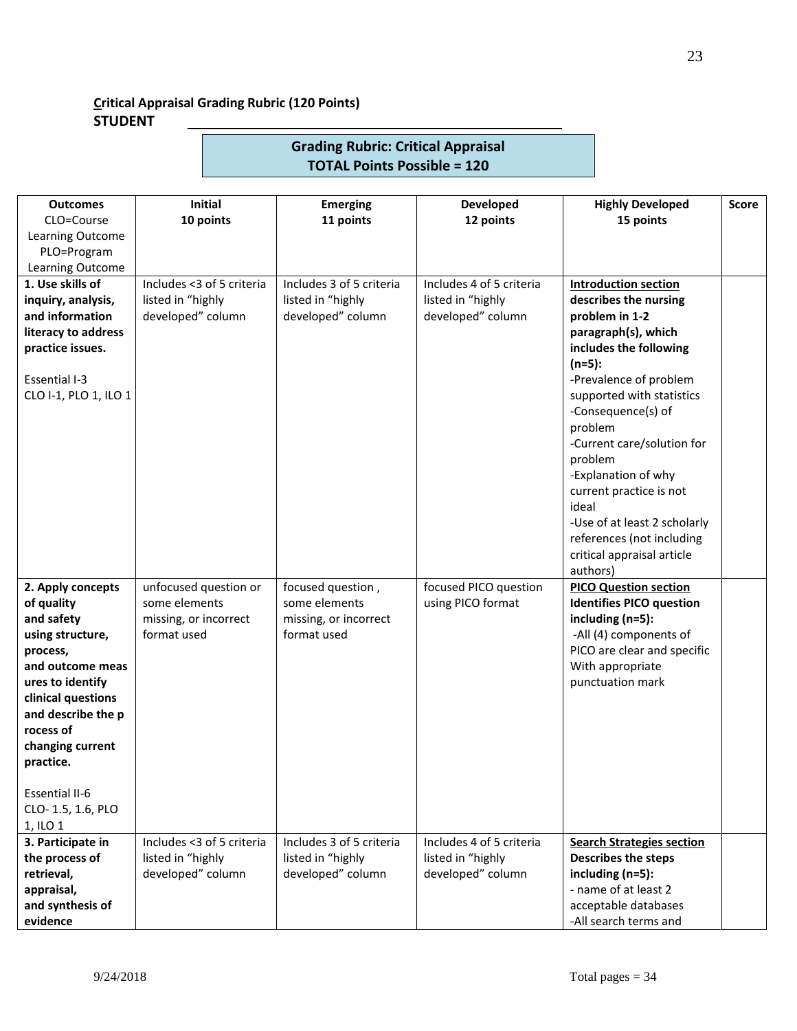**Critical Appraisal Grading Rubric (120 Points)**

**STUDENT** \_\_\_\_\_\_\_\_\_\_\_\_\_\_\_\_\_\_\_\_\_\_\_\_\_\_\_\_\_\_\_\_\_\_\_\_\_\_\_\_

**Grading Rubric: Critical Appraisal**
**TOTAL Points Possible = 120**

| Outcomes<br>CLO=Course Learning Outcome<br>PLO=Program Learning Outcome | Initial<br>10 points | Emerging<br>11 points | Developed<br>12 points | Highly Developed<br>15 points | Score |
|---|---|---|---|---|---|
| **1. Use skills of inquiry, analysis, and information literacy to address practice issues.**<br><br>Essential I-3<br>CLO I-1, PLO 1, ILO 1 | Includes <3 of 5 criteria listed in "highly developed" column | Includes 3 of 5 criteria listed in "highly developed" column | Includes 4 of 5 criteria listed in "highly developed" column | **Introduction section describes the nursing problem in 1-2 paragraph(s), which includes the following (n=5):**<br>-Prevalence of problem supported with statistics<br>-Consequence(s) of problem<br>-Current care/solution for problem<br>-Explanation of why current practice is not ideal<br>-Use of at least 2 scholarly references (not including critical appraisal article authors) | |
| **2. Apply concepts of quality and safety using structure, process, and outcome measures to identify clinical questions and describe the process of changing current practice.**<br><br>Essential II-6<br>CLO- 1.5, 1.6, PLO 1, ILO 1 | unfocused question or some elements missing, or incorrect format used | focused question , some elements missing, or incorrect format used | focused PICO question using PICO format | **PICO Question section Identifies PICO question including (n=5):**<br>-All (4) components of PICO are clear and specific With appropriate punctuation mark | |
| **3. Participate in the process of retrieval, appraisal, and synthesis of evidence** | Includes <3 of 5 criteria listed in "highly developed" column | Includes 3 of 5 criteria listed in "highly developed" column | Includes 4 of 5 criteria listed in "highly developed" column | **Search Strategies section Describes the steps including (n=5):**<br>- name of at least 2 acceptable databases<br>-All search terms and | |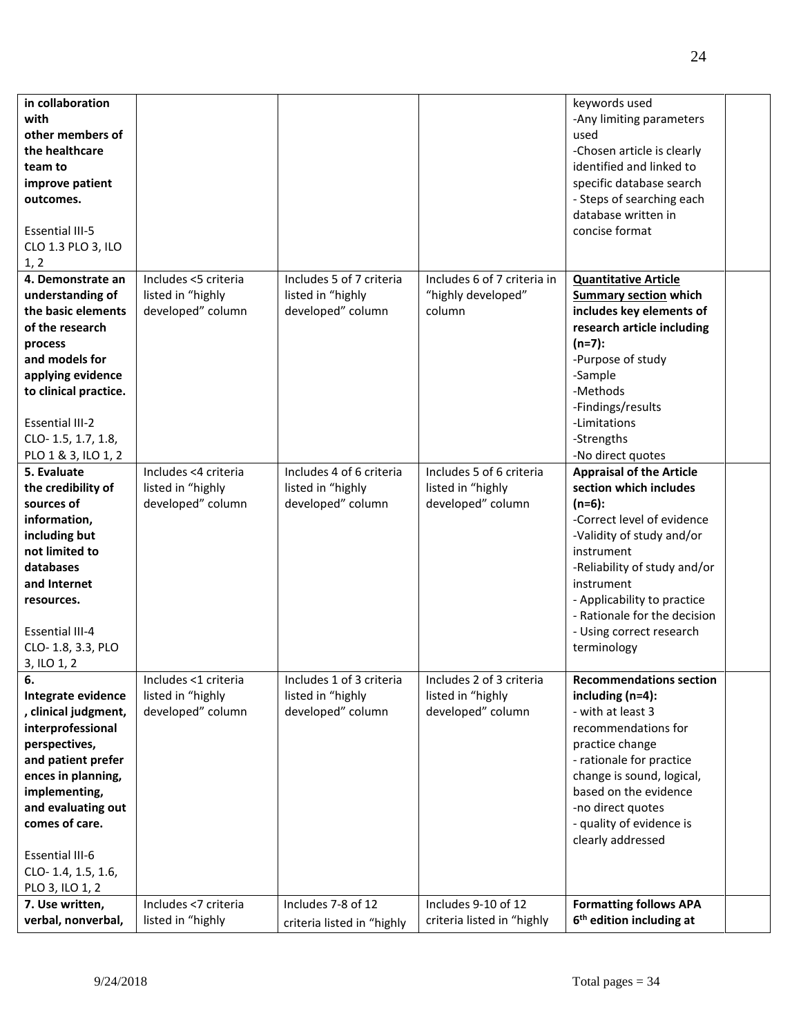| | | | | | |
|---|---|---|---|---|---|
| **in collaboration with other members of the healthcare team to improve patient outcomes.**<br><br>Essential III-5<br>CLO 1.3 PLO 3, ILO 1, 2 | | | | keywords used<br>-Any limiting parameters used<br>-Chosen article is clearly identified and linked to specific database search<br>- Steps of searching each database written in concise format | |
| **4. Demonstrate an understanding of the basic elements of the research process and models for applying evidence to clinical practice.**<br><br>Essential III-2<br>CLO- 1.5, 1.7, 1.8, PLO 1 & 3, ILO 1, 2 | Includes <5 criteria listed in "highly developed" column | Includes 5 of 7 criteria listed in "highly developed" column | Includes 6 of 7 criteria in "highly developed" column | **<u>Quantitative Article Summary section</u> which includes key elements of research article including (n=7):**<br>-Purpose of study<br>-Sample<br>-Methods<br>-Findings/results<br>-Limitations<br>-Strengths<br>-No direct quotes | |
| **5. Evaluate the credibility of sources of information, including but not limited to databases and Internet resources.**<br><br>Essential III-4<br>CLO- 1.8, 3.3, PLO 3, ILO 1, 2 | Includes <4 criteria listed in "highly developed" column | Includes 4 of 6 criteria listed in "highly developed" column | Includes 5 of 6 criteria listed in "highly developed" column | **Appraisal of the Article section which includes (n=6):**<br>-Correct level of evidence<br>-Validity of study and/or instrument<br>-Reliability of study and/or instrument<br>- Applicability to practice<br>- Rationale for the decision<br>- Using correct research terminology | |
| **6. Integrate evidence , clinical judgment, interprofessional perspectives, and patient prefer ences in planning, implementing, and evaluating out comes of care.**<br><br>Essential III-6<br>CLO- 1.4, 1.5, 1.6, PLO 3, ILO 1, 2 | Includes <1 criteria listed in "highly developed" column | Includes 1 of 3 criteria listed in "highly developed" column | Includes 2 of 3 criteria listed in "highly developed" column | **Recommendations section including (n=4):**<br>- with at least 3 recommendations for practice change<br>- rationale for practice change is sound, logical, based on the evidence<br>-no direct quotes<br>- quality of evidence is clearly addressed | |
| **7. Use written, verbal, nonverbal,** | Includes <7 criteria listed in "highly | Includes 7-8 of 12 criteria listed in "highly | Includes 9-10 of 12 criteria listed in "highly | **Formatting follows APA 6th edition including at** | |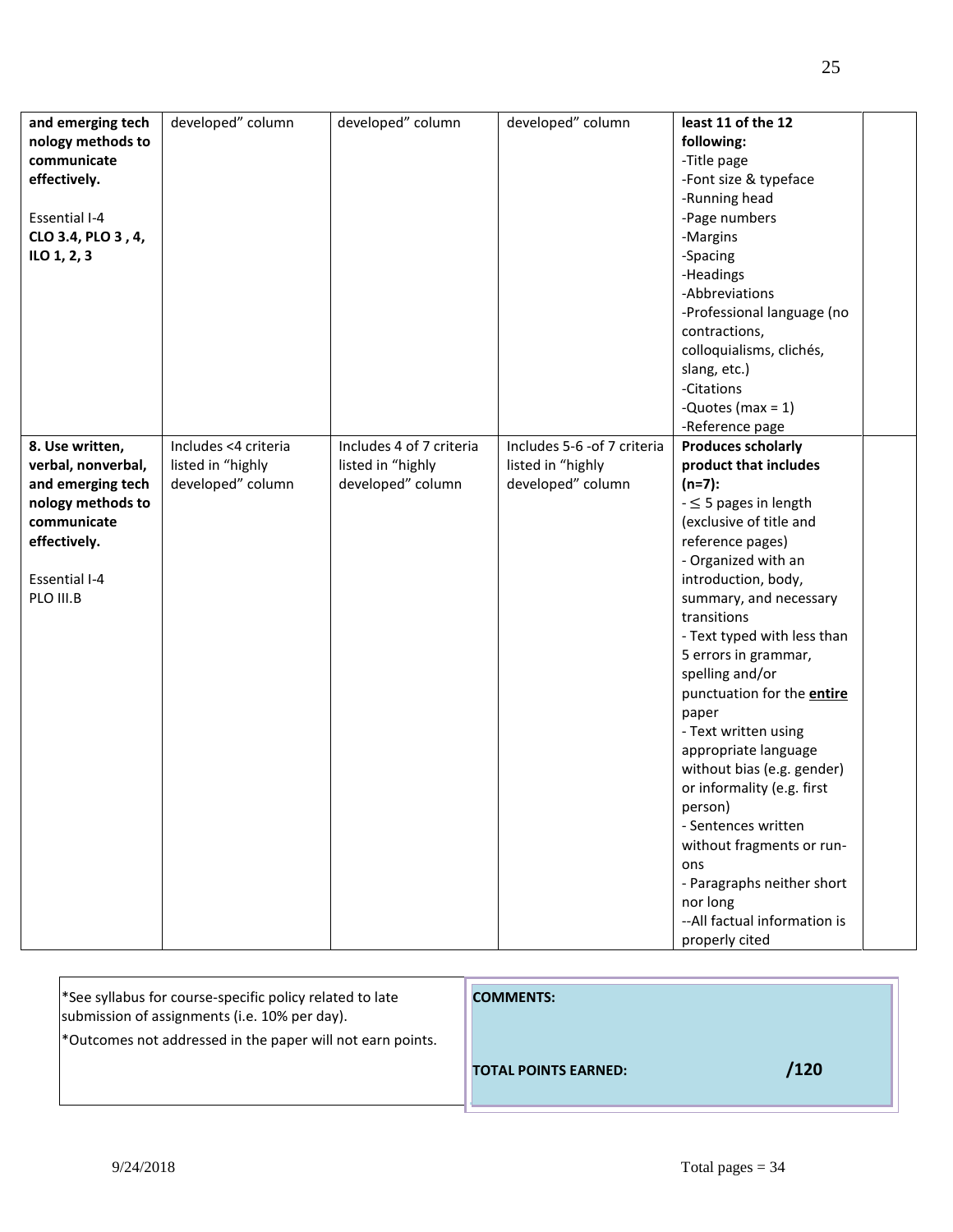| and emerging tech nology methods to communicate effectively.<br><br>Essential I-4<br>**CLO 3.4, PLO 3 , 4, ILO 1, 2, 3** | developed" column | developed" column | developed" column | **least 11 of the 12 following:**<br>-Title page<br>-Font size & typeface<br>-Running head<br>-Page numbers<br>-Margins<br>-Spacing<br>-Headings<br>-Abbreviations<br>-Professional language (no contractions, colloquialisms, clichés, slang, etc.)<br>-Citations<br>-Quotes (max = 1)<br>-Reference page | |
|---|---|---|---|---|---|
| **8. Use written, verbal, nonverbal, and emerging tech nology methods to communicate effectively.**<br><br>Essential I-4<br>PLO III.B | Includes <4 criteria listed in "highly developed" column | Includes 4 of 7 criteria listed in "highly developed" column | Includes 5-6 -of 7 criteria listed in "highly developed" column | **Produces scholarly product that includes (n=7):**<br>- $\leq$ 5 pages in length (exclusive of title and reference pages)<br>- Organized with an introduction, body, summary, and necessary transitions<br>- Text typed with less than 5 errors in grammar, spelling and/or punctuation for the **<u>entire</u>** paper<br>- Text written using appropriate language without bias (e.g. gender) or informality (e.g. first person)<br>- Sentences written without fragments or run-ons<br>- Paragraphs neither short nor long<br>--All factual information is properly cited | |

| | |
|---|---|
| *See syllabus for course-specific policy related to late submission of assignments (i.e. 10% per day).<br>*Outcomes not addressed in the paper will not earn points. | **COMMENTS:**<br><br>**TOTAL POINTS EARNED: /120** |

9/24/2018

Total pages = 34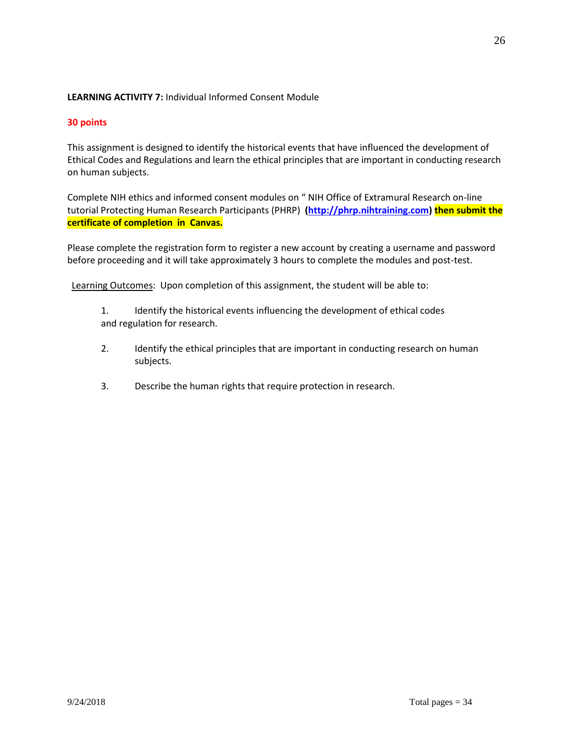**LEARNING ACTIVITY 7:** Individual Informed Consent Module

**30 points**

This assignment is designed to identify the historical events that have influenced the development of Ethical Codes and Regulations and learn the ethical principles that are important in conducting research on human subjects.

Complete NIH ethics and informed consent modules on " NIH Office of Extramural Research on-line tutorial Protecting Human Research Participants (PHRP) **(http://phrp.nihtraining.com) then submit the certificate of completion in Canvas.**

Please complete the registration form to register a new account by creating a username and password before proceeding and it will take approximately 3 hours to complete the modules and post-test.

Learning Outcomes: Upon completion of this assignment, the student will be able to:

1. Identify the historical events influencing the development of ethical codes and regulation for research.
2. Identify the ethical principles that are important in conducting research on human subjects.
3. Describe the human rights that require protection in research.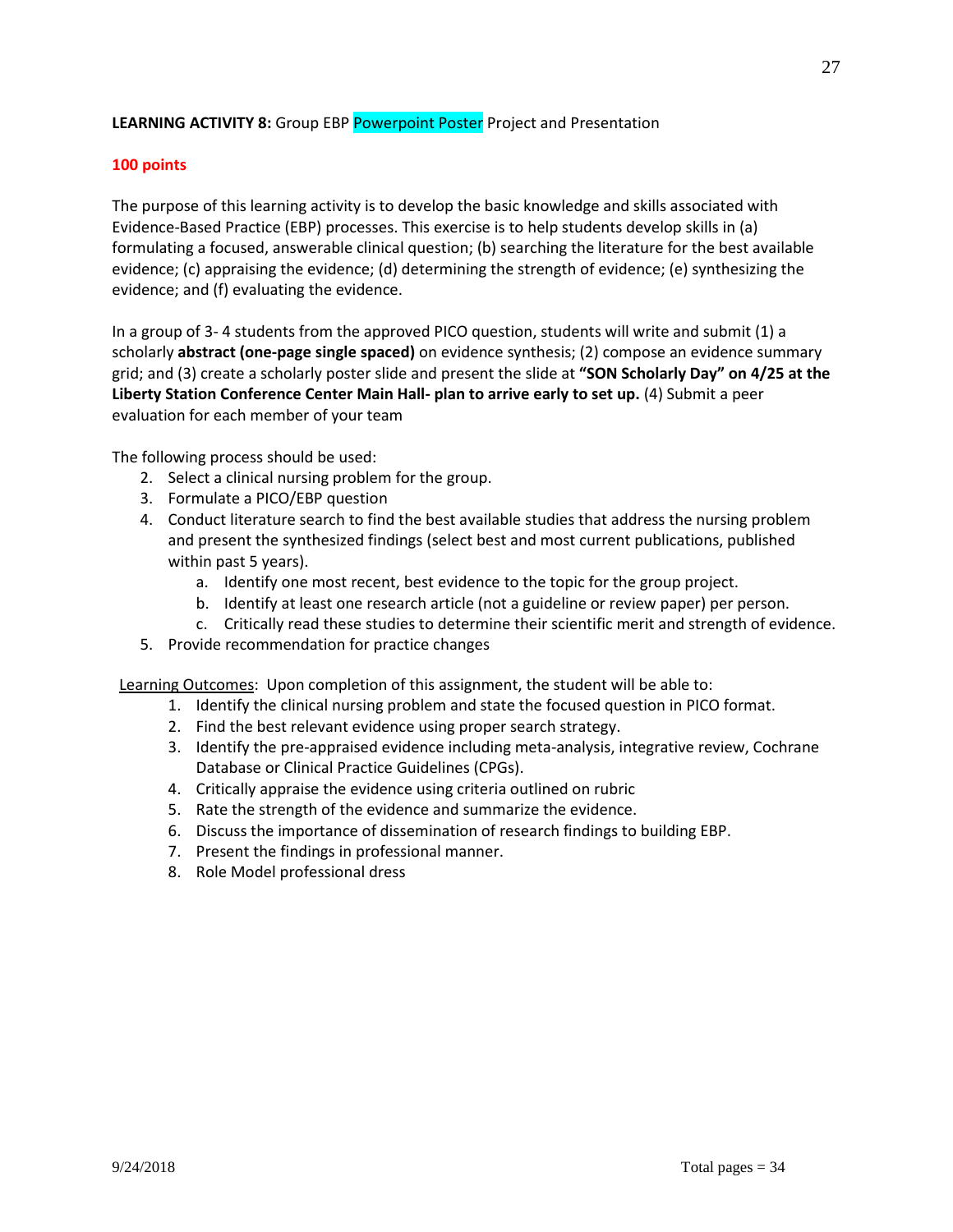**LEARNING ACTIVITY 8:** Group EBP Powerpoint Poster Project and Presentation

**100 points**

The purpose of this learning activity is to develop the basic knowledge and skills associated with Evidence-Based Practice (EBP) processes. This exercise is to help students develop skills in (a) formulating a focused, answerable clinical question; (b) searching the literature for the best available evidence; (c) appraising the evidence; (d) determining the strength of evidence; (e) synthesizing the evidence; and (f) evaluating the evidence.

In a group of 3- 4 students from the approved PICO question, students will write and submit (1) a scholarly **abstract (one-page single spaced)** on evidence synthesis; (2) compose an evidence summary grid; and (3) create a scholarly poster slide and present the slide at **"SON Scholarly Day" on 4/25 at the Liberty Station Conference Center Main Hall- plan to arrive early to set up.** (4) Submit a peer evaluation for each member of your team

The following process should be used:

2. Select a clinical nursing problem for the group.
3. Formulate a PICO/EBP question
4. Conduct literature search to find the best available studies that address the nursing problem and present the synthesized findings (select best and most current publications, published within past 5 years).
    a. Identify one most recent, best evidence to the topic for the group project.
    b. Identify at least one research article (not a guideline or review paper) per person.
    c. Critically read these studies to determine their scientific merit and strength of evidence.
5. Provide recommendation for practice changes

Learning Outcomes: Upon completion of this assignment, the student will be able to:

1. Identify the clinical nursing problem and state the focused question in PICO format.
2. Find the best relevant evidence using proper search strategy.
3. Identify the pre-appraised evidence including meta-analysis, integrative review, Cochrane Database or Clinical Practice Guidelines (CPGs).
4. Critically appraise the evidence using criteria outlined on rubric
5. Rate the strength of the evidence and summarize the evidence.
6. Discuss the importance of dissemination of research findings to building EBP.
7. Present the findings in professional manner.
8. Role Model professional dress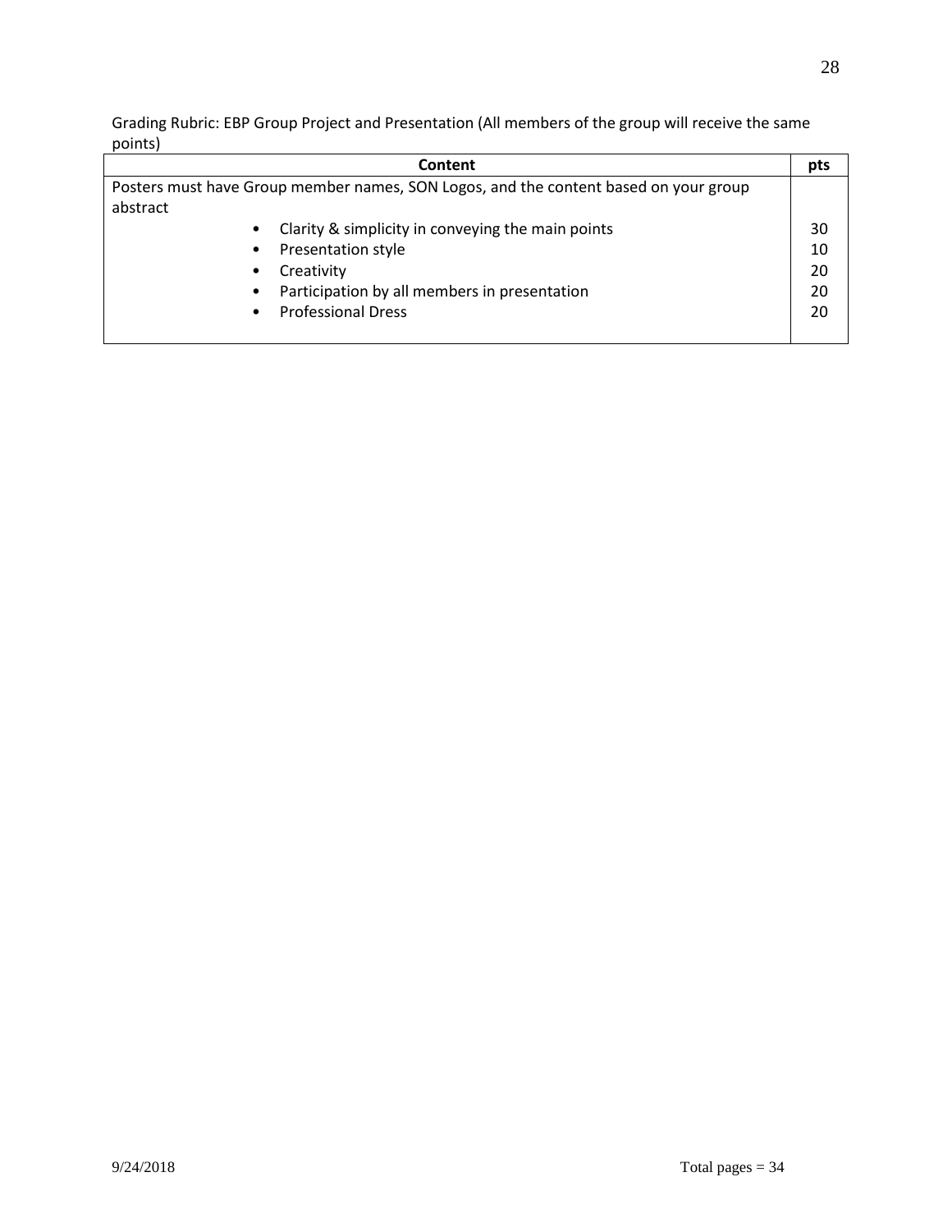Grading Rubric: EBP Group Project and Presentation (All members of the group will receive the same points)

| Content | pts |
|---|---|
| Posters must have Group member names, SON Logos, and the content based on your group abstract | |
| • Clarity & simplicity in conveying the main points | 30 |
| • Presentation style | 10 |
| • Creativity | 20 |
| • Participation by all members in presentation | 20 |
| • Professional Dress | 20 |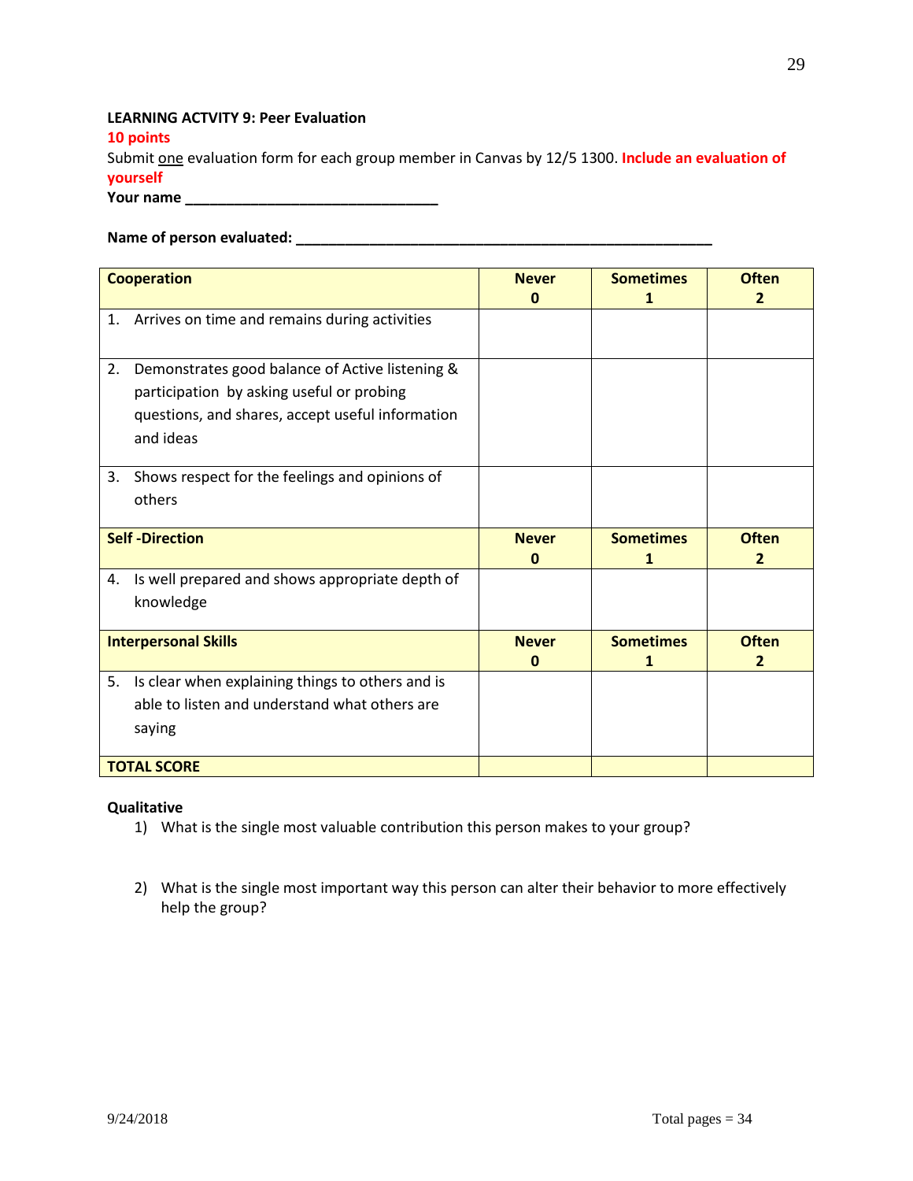**LEARNING ACTVITY 9: Peer Evaluation**

**10 points**

Submit <u>one</u> evaluation form for each group member in Canvas by 12/5 1300. **Include an evaluation of yourself**

**Your name \_\_\_\_\_\_\_\_\_\_\_\_\_\_\_\_\_\_\_\_\_\_\_\_\_\_\_\_\_\_\_\_**

**Name of person evaluated: \_\_\_\_\_\_\_\_\_\_\_\_\_\_\_\_\_\_\_\_\_\_\_\_\_\_\_\_\_\_\_\_\_\_\_\_\_\_\_\_\_\_\_\_\_\_\_\_\_\_\_\_\_**

| **Cooperation** | **Never 0** | **Sometimes 1** | **Often 2** |
|---|---|---|---|
| 1. Arrives on time and remains during activities | | | |
| 2. Demonstrates good balance of Active listening & participation by asking useful or probing questions, and shares, accept useful information and ideas | | | |
| 3. Shows respect for the feelings and opinions of others | | | |
| **Self -Direction** | **Never 0** | **Sometimes 1** | **Often 2** |
| 4. Is well prepared and shows appropriate depth of knowledge | | | |
| **Interpersonal Skills** | **Never 0** | **Sometimes 1** | **Often 2** |
| 5. Is clear when explaining things to others and is able to listen and understand what others are saying | | | |
| **TOTAL SCORE** | | | |

**Qualitative**

1) What is the single most valuable contribution this person makes to your group?

2) What is the single most important way this person can alter their behavior to more effectively help the group?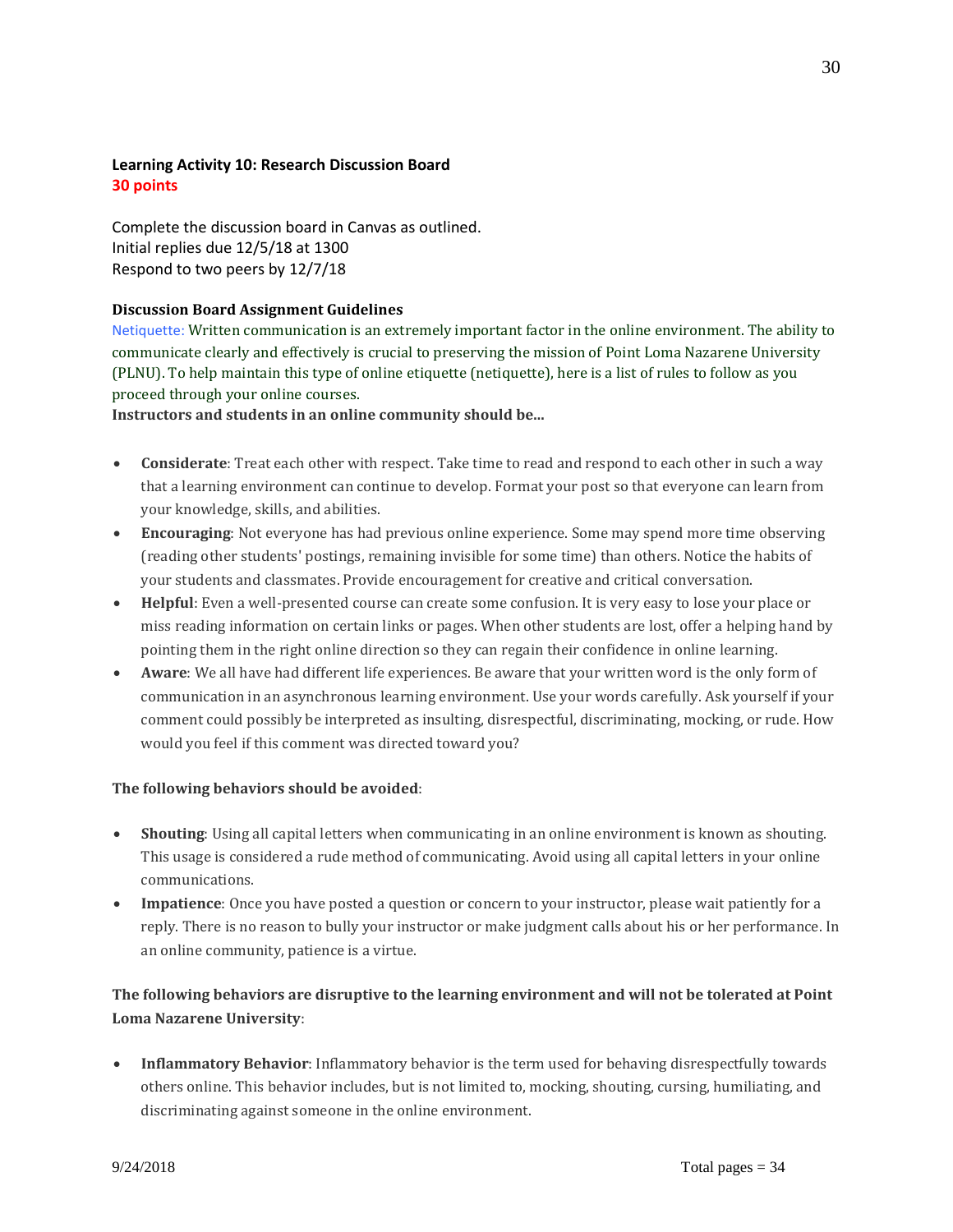**Learning Activity 10: Research Discussion Board**
**30 points**

Complete the discussion board in Canvas as outlined.
Initial replies due 12/5/18 at 1300
Respond to two peers by 12/7/18

**Discussion Board Assignment Guidelines**

Netiquette: Written communication is an extremely important factor in the online environment. The ability to communicate clearly and effectively is crucial to preserving the mission of Point Loma Nazarene University (PLNU). To help maintain this type of online etiquette (netiquette), here is a list of rules to follow as you proceed through your online courses.

**Instructors and students in an online community should be...**

- **Considerate**: Treat each other with respect. Take time to read and respond to each other in such a way that a learning environment can continue to develop. Format your post so that everyone can learn from your knowledge, skills, and abilities.
- **Encouraging**: Not everyone has had previous online experience. Some may spend more time observing (reading other students' postings, remaining invisible for some time) than others. Notice the habits of your students and classmates. Provide encouragement for creative and critical conversation.
- **Helpful**: Even a well-presented course can create some confusion. It is very easy to lose your place or miss reading information on certain links or pages. When other students are lost, offer a helping hand by pointing them in the right online direction so they can regain their confidence in online learning.
- **Aware**: We all have had different life experiences. Be aware that your written word is the only form of communication in an asynchronous learning environment. Use your words carefully. Ask yourself if your comment could possibly be interpreted as insulting, disrespectful, discriminating, mocking, or rude. How would you feel if this comment was directed toward you?

**The following behaviors should be avoided**:

- **Shouting**: Using all capital letters when communicating in an online environment is known as shouting. This usage is considered a rude method of communicating. Avoid using all capital letters in your online communications.
- **Impatience**: Once you have posted a question or concern to your instructor, please wait patiently for a reply. There is no reason to bully your instructor or make judgment calls about his or her performance. In an online community, patience is a virtue.

**The following behaviors are disruptive to the learning environment and will not be tolerated at Point Loma Nazarene University**:

- **Inflammatory Behavior**: Inflammatory behavior is the term used for behaving disrespectfully towards others online. This behavior includes, but is not limited to, mocking, shouting, cursing, humiliating, and discriminating against someone in the online environment.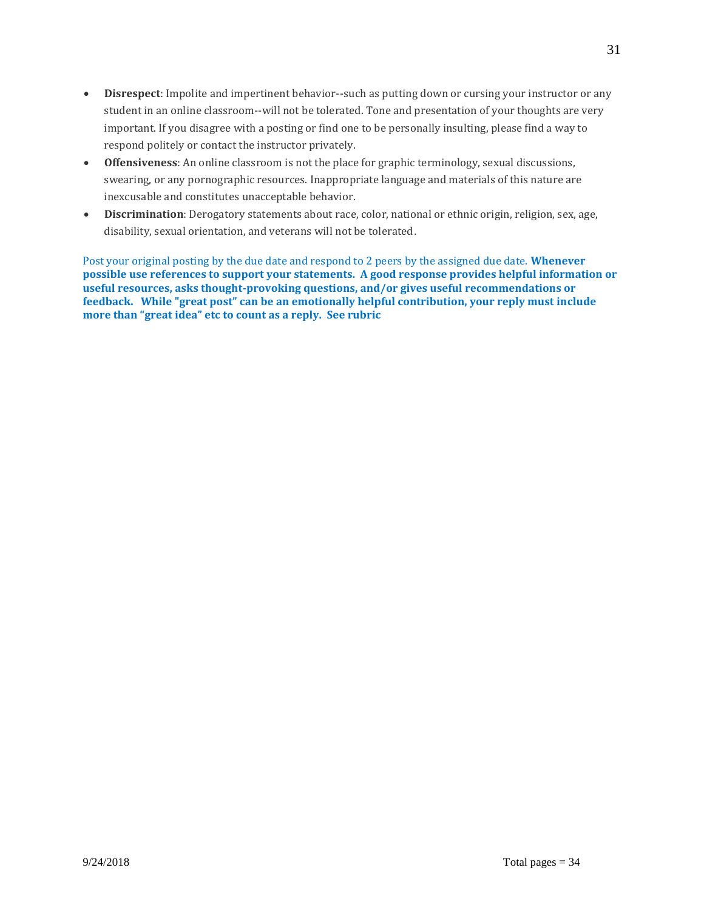- **Disrespect**: Impolite and impertinent behavior--such as putting down or cursing your instructor or any student in an online classroom--will not be tolerated. Tone and presentation of your thoughts are very important. If you disagree with a posting or find one to be personally insulting, please find a way to respond politely or contact the instructor privately.
- **Offensiveness**: An online classroom is not the place for graphic terminology, sexual discussions, swearing, or any pornographic resources. Inappropriate language and materials of this nature are inexcusable and constitutes unacceptable behavior.
- **Discrimination**: Derogatory statements about race, color, national or ethnic origin, religion, sex, age, disability, sexual orientation, and veterans will not be tolerated.

Post your original posting by the due date and respond to 2 peers by the assigned due date. **Whenever possible use references to support your statements. A good response provides helpful information or useful resources, asks thought-provoking questions, and/or gives useful recommendations or feedback. While "great post" can be an emotionally helpful contribution, your reply must include more than "great idea" etc to count as a reply. See rubric**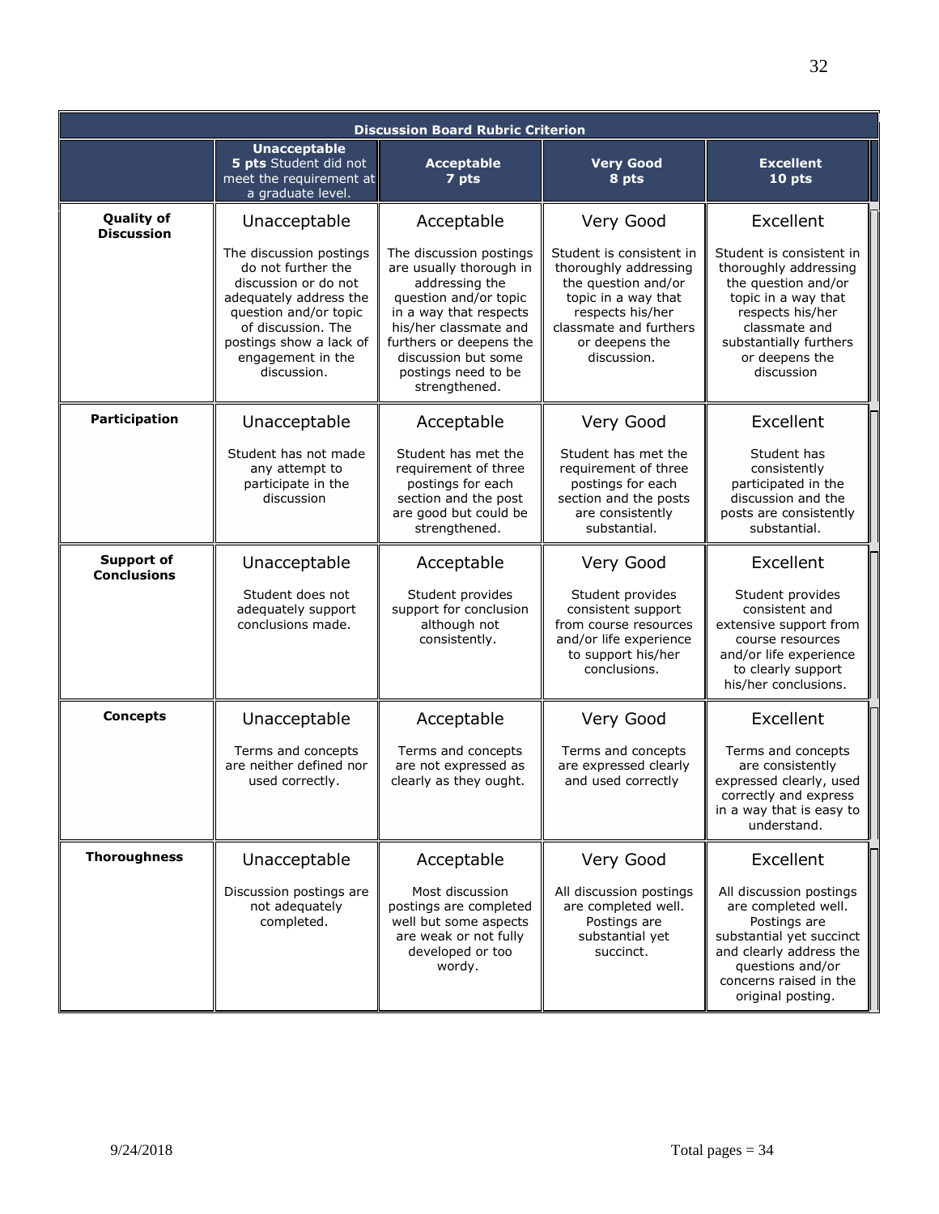| Discussion Board Rubric Criterion | | | | |
|---|---|---|---|---|
| | **Unacceptable** **5 pts** Student did not meet the requirement at a graduate level. | **Acceptable** **7 pts** | **Very Good** **8 pts** | **Excellent** **10 pts** |
| **Quality of Discussion** | Unacceptable The discussion postings do not further the discussion or do not adequately address the question and/or topic of discussion. The postings show a lack of engagement in the discussion. | Acceptable The discussion postings are usually thorough in addressing the question and/or topic in a way that respects his/her classmate and furthers or deepens the discussion but some postings need to be strengthened. | Very Good Student is consistent in thoroughly addressing the question and/or topic in a way that respects his/her classmate and furthers or deepens the discussion. | Excellent Student is consistent in thoroughly addressing the question and/or topic in a way that respects his/her classmate and substantially furthers or deepens the discussion |
| **Participation** | Unacceptable Student has not made any attempt to participate in the discussion | Acceptable Student has met the requirement of three postings for each section and the post are good but could be strengthened. | Very Good Student has met the requirement of three postings for each section and the posts are consistently substantial. | Excellent Student has consistently participated in the discussion and the posts are consistently substantial. |
| **Support of Conclusions** | Unacceptable Student does not adequately support conclusions made. | Acceptable Student provides support for conclusion although not consistently. | Very Good Student provides consistent support from course resources and/or life experience to support his/her conclusions. | Excellent Student provides consistent and extensive support from course resources and/or life experience to clearly support his/her conclusions. |
| **Concepts** | Unacceptable Terms and concepts are neither defined nor used correctly. | Acceptable Terms and concepts are not expressed as clearly as they ought. | Very Good Terms and concepts are expressed clearly and used correctly | Excellent Terms and concepts are consistently expressed clearly, used correctly and express in a way that is easy to understand. |
| **Thoroughness** | Unacceptable Discussion postings are not adequately completed. | Acceptable Most discussion postings are completed well but some aspects are weak or not fully developed or too wordy. | Very Good All discussion postings are completed well. Postings are substantial yet succinct. | Excellent All discussion postings are completed well. Postings are substantial yet succinct and clearly address the questions and/or concerns raised in the original posting. |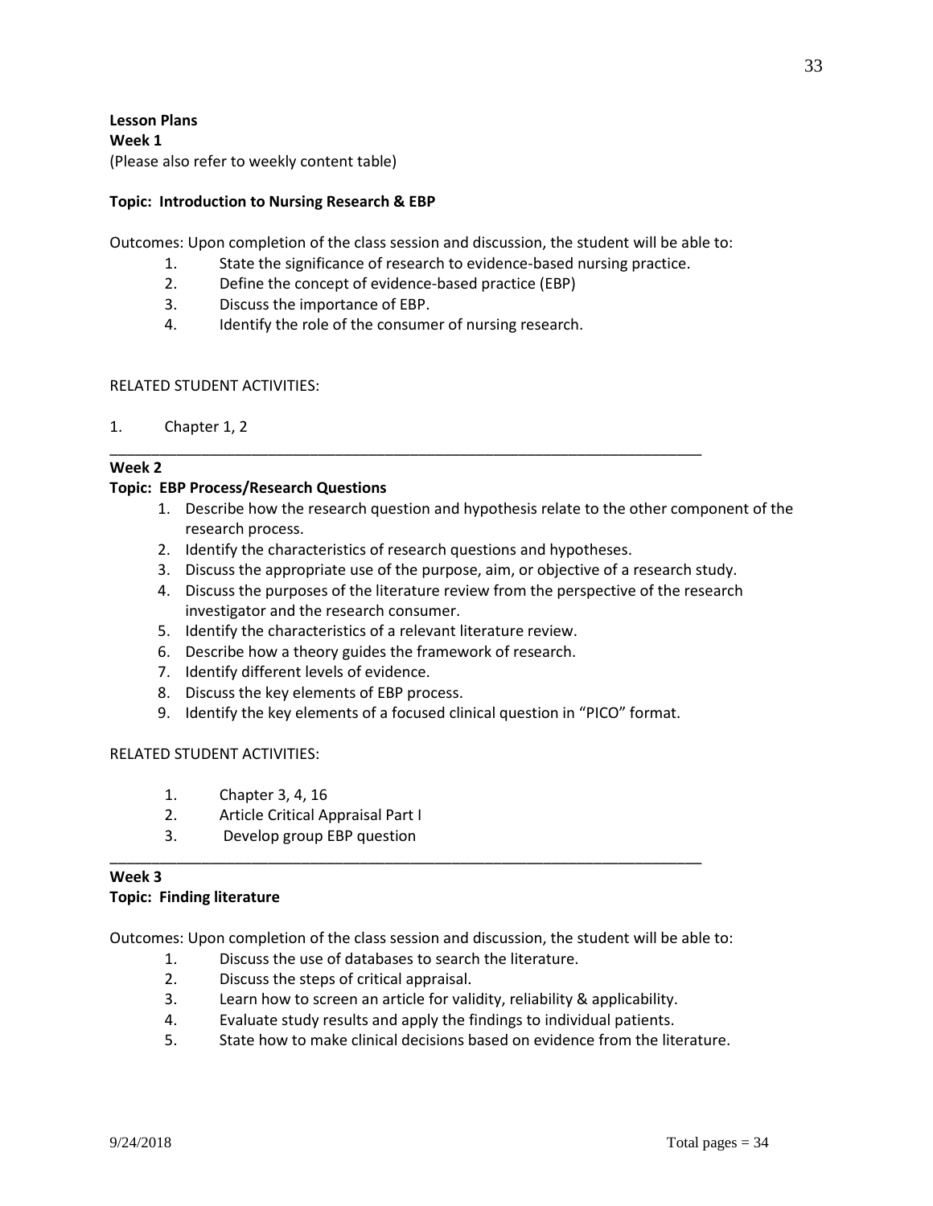**Lesson Plans**
**Week 1**
(Please also refer to weekly content table)

**Topic: Introduction to Nursing Research & EBP**

Outcomes: Upon completion of the class session and discussion, the student will be able to:

1. State the significance of research to evidence-based nursing practice.
2. Define the concept of evidence-based practice (EBP)
3. Discuss the importance of EBP.
4. Identify the role of the consumer of nursing research.

RELATED STUDENT ACTIVITIES:

1. Chapter 1, 2

---

**Week 2**
**Topic: EBP Process/Research Questions**

1. Describe how the research question and hypothesis relate to the other component of the research process.
2. Identify the characteristics of research questions and hypotheses.
3. Discuss the appropriate use of the purpose, aim, or objective of a research study.
4. Discuss the purposes of the literature review from the perspective of the research investigator and the research consumer.
5. Identify the characteristics of a relevant literature review.
6. Describe how a theory guides the framework of research.
7. Identify different levels of evidence.
8. Discuss the key elements of EBP process.
9. Identify the key elements of a focused clinical question in "PICO" format.

RELATED STUDENT ACTIVITIES:

1. Chapter 3, 4, 16
2. Article Critical Appraisal Part I
3. Develop group EBP question

---

**Week 3**
**Topic: Finding literature**

Outcomes: Upon completion of the class session and discussion, the student will be able to:

1. Discuss the use of databases to search the literature.
2. Discuss the steps of critical appraisal.
3. Learn how to screen an article for validity, reliability & applicability.
4. Evaluate study results and apply the findings to individual patients.
5. State how to make clinical decisions based on evidence from the literature.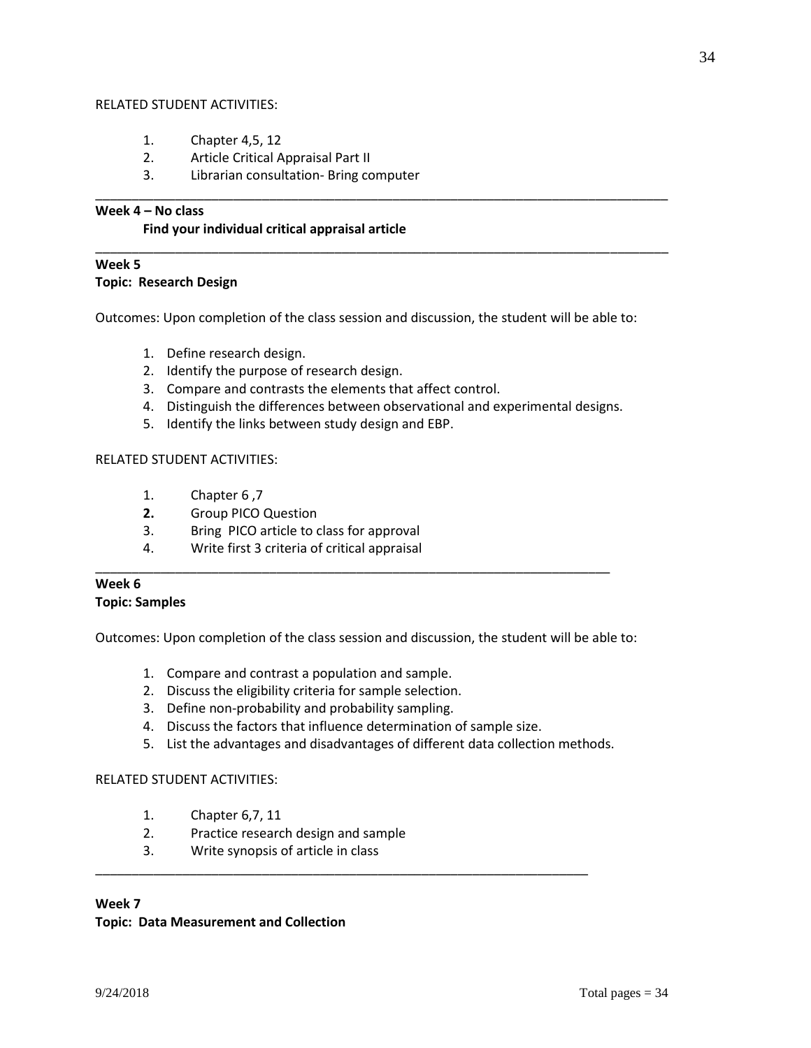RELATED STUDENT ACTIVITIES:

1. Chapter 4,5, 12
2. Article Critical Appraisal Part II
3. Librarian consultation- Bring computer

---

**Week 4 – No class**

**Find your individual critical appraisal article**

---

**Week 5**

**Topic: Research Design**

Outcomes: Upon completion of the class session and discussion, the student will be able to:

1. Define research design.
2. Identify the purpose of research design.
3. Compare and contrasts the elements that affect control.
4. Distinguish the differences between observational and experimental designs.
5. Identify the links between study design and EBP.

RELATED STUDENT ACTIVITIES:

1. Chapter 6 ,7
2. Group PICO Question
3. Bring PICO article to class for approval
4. Write first 3 criteria of critical appraisal

---

**Week 6**

**Topic: Samples**

Outcomes: Upon completion of the class session and discussion, the student will be able to:

1. Compare and contrast a population and sample.
2. Discuss the eligibility criteria for sample selection.
3. Define non-probability and probability sampling.
4. Discuss the factors that influence determination of sample size.
5. List the advantages and disadvantages of different data collection methods.

RELATED STUDENT ACTIVITIES:

1. Chapter 6,7, 11
2. Practice research design and sample
3. Write synopsis of article in class

---

**Week 7**

**Topic: Data Measurement and Collection**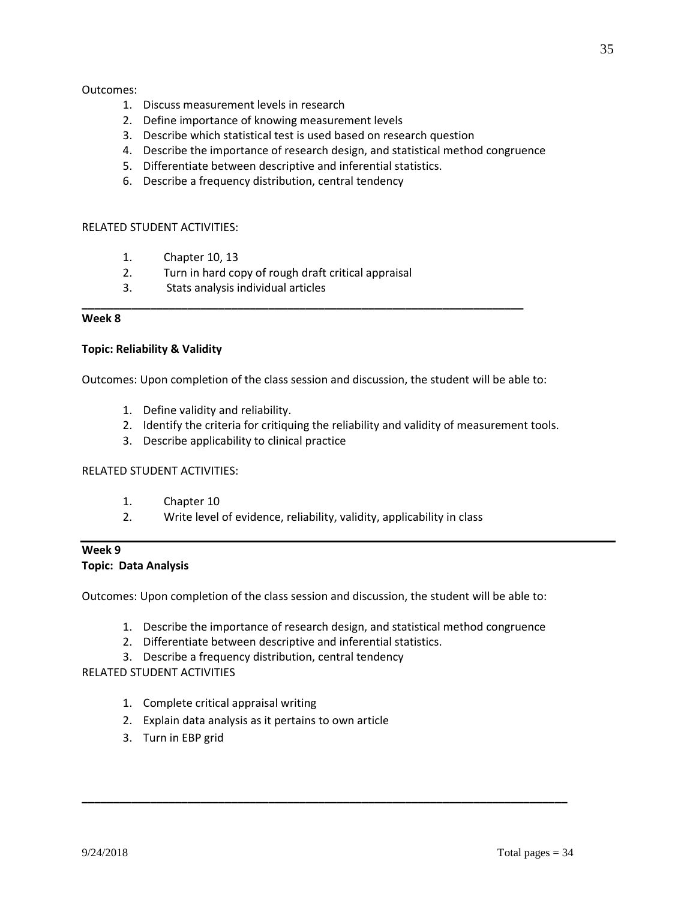Outcomes:

1. Discuss measurement levels in research
2. Define importance of knowing measurement levels
3. Describe which statistical test is used based on research question
4. Describe the importance of research design, and statistical method congruence
5. Differentiate between descriptive and inferential statistics.
6. Describe a frequency distribution, central tendency

RELATED STUDENT ACTIVITIES:

1. Chapter 10, 13
2. Turn in hard copy of rough draft critical appraisal
3. Stats analysis individual articles

---

**Week 8**

**Topic: Reliability & Validity**

Outcomes: Upon completion of the class session and discussion, the student will be able to:

1. Define validity and reliability.
2. Identify the criteria for critiquing the reliability and validity of measurement tools.
3. Describe applicability to clinical practice

RELATED STUDENT ACTIVITIES:

1. Chapter 10
2. Write level of evidence, reliability, validity, applicability in class

---

**Week 9**

**Topic: Data Analysis**

Outcomes: Upon completion of the class session and discussion, the student will be able to:

1. Describe the importance of research design, and statistical method congruence
2. Differentiate between descriptive and inferential statistics.
3. Describe a frequency distribution, central tendency

RELATED STUDENT ACTIVITIES

1. Complete critical appraisal writing
2. Explain data analysis as it pertains to own article
3. Turn in EBP grid

---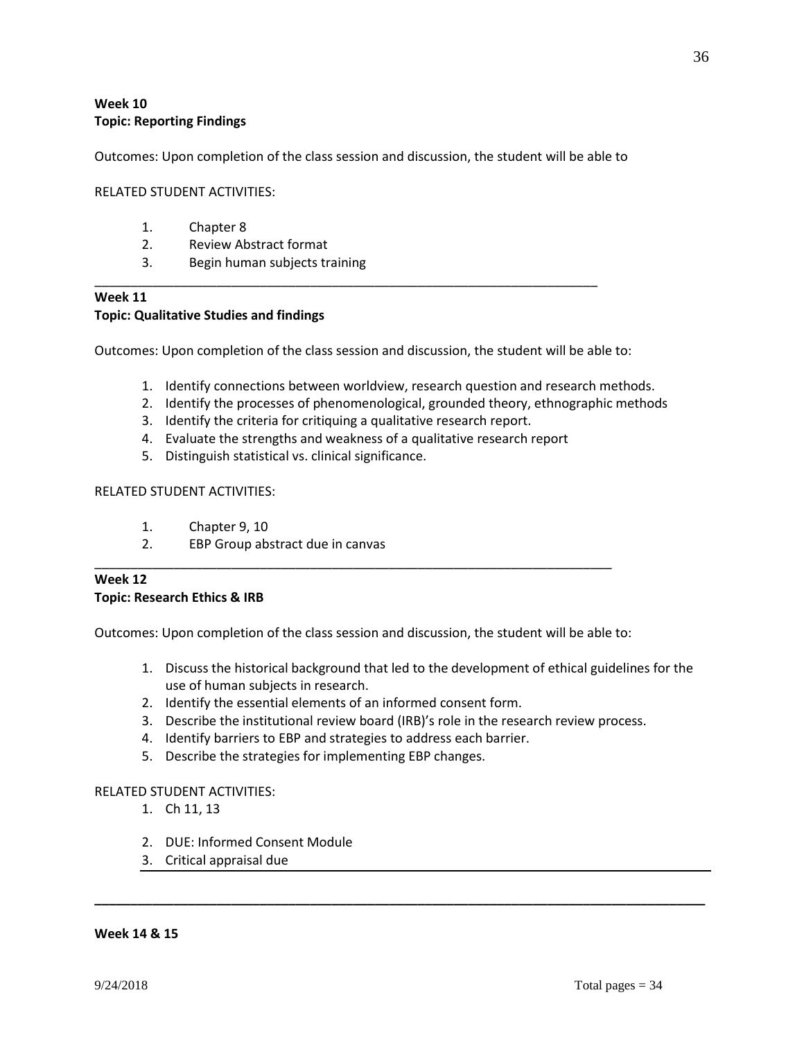**Week 10**
**Topic: Reporting Findings**

Outcomes: Upon completion of the class session and discussion, the student will be able to

RELATED STUDENT ACTIVITIES:

1. Chapter 8
2. Review Abstract format
3. Begin human subjects training

---

**Week 11**
**Topic: Qualitative Studies and findings**

Outcomes: Upon completion of the class session and discussion, the student will be able to:

1. Identify connections between worldview, research question and research methods.
2. Identify the processes of phenomenological, grounded theory, ethnographic methods
3. Identify the criteria for critiquing a qualitative research report.
4. Evaluate the strengths and weakness of a qualitative research report
5. Distinguish statistical vs. clinical significance.

RELATED STUDENT ACTIVITIES:

1. Chapter 9, 10
2. EBP Group abstract due in canvas

---

**Week 12**
**Topic: Research Ethics & IRB**

Outcomes: Upon completion of the class session and discussion, the student will be able to:

1. Discuss the historical background that led to the development of ethical guidelines for the use of human subjects in research.
2. Identify the essential elements of an informed consent form.
3. Describe the institutional review board (IRB)'s role in the research review process.
4. Identify barriers to EBP and strategies to address each barrier.
5. Describe the strategies for implementing EBP changes.

RELATED STUDENT ACTIVITIES:

1. Ch 11, 13
2. DUE: Informed Consent Module
3. Critical appraisal due

---

**Week 14 & 15**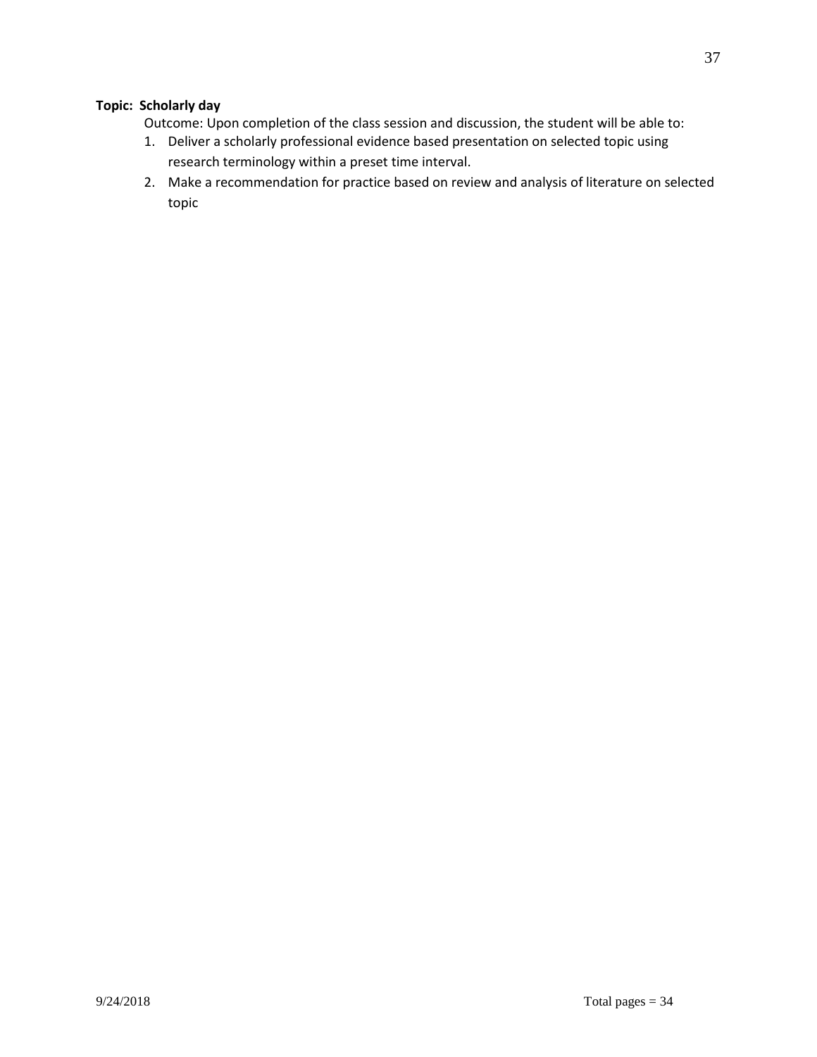**Topic: Scholarly day**

Outcome: Upon completion of the class session and discussion, the student will be able to:

1. Deliver a scholarly professional evidence based presentation on selected topic using research terminology within a preset time interval.
2. Make a recommendation for practice based on review and analysis of literature on selected topic